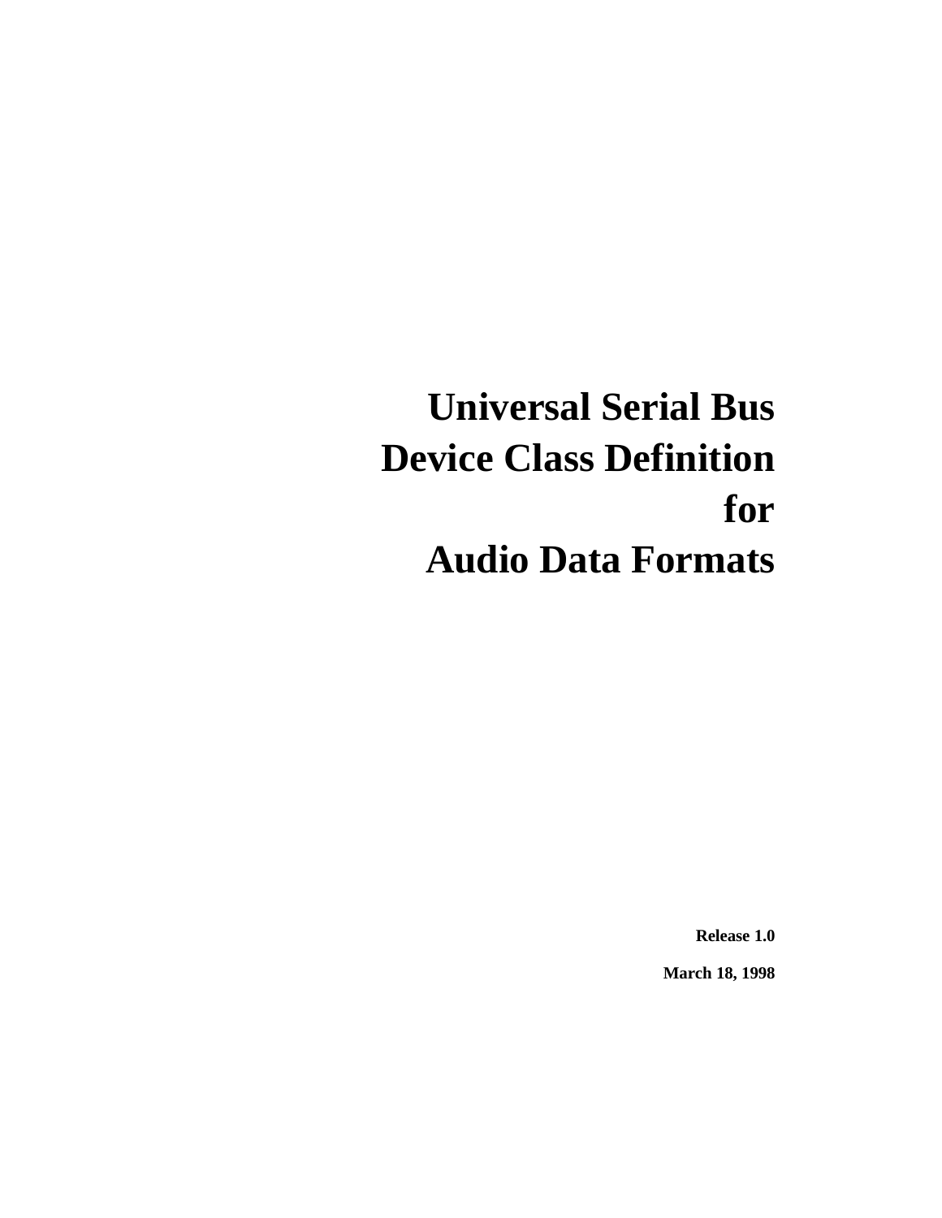# Universal Serial Bus Device Class Definition for Audio Data Formats

**Release 1.0**

**March 18, 1998**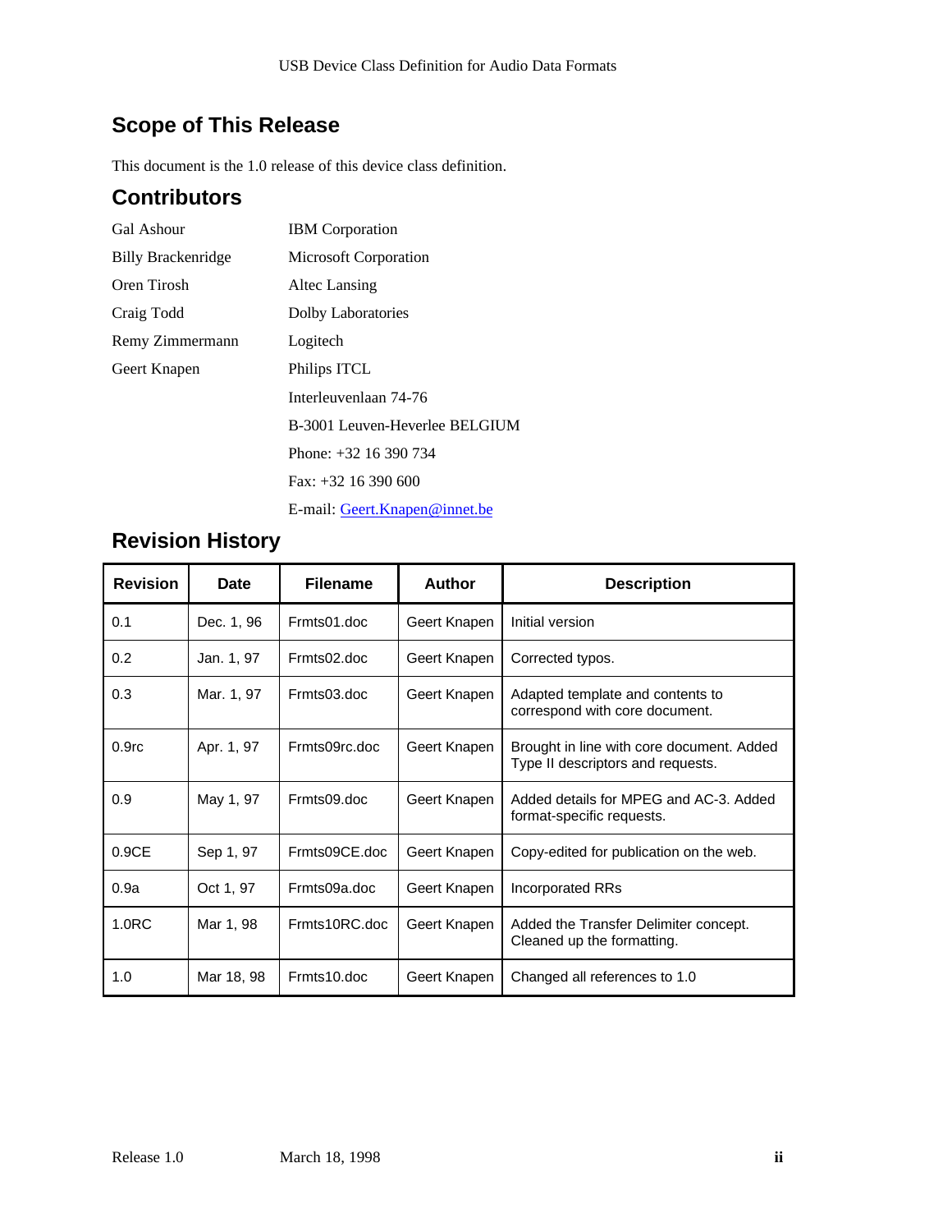## Scope of This Release

This document is the 1.0 release of this device class definition.

## Contributors

| | |
|---|---|
| Gal Ashour | IBM Corporation |
| Billy Brackenridge | Microsoft Corporation |
| Oren Tirosh | Altec Lansing |
| Craig Todd | Dolby Laboratories |
| Remy Zimmermann | Logitech |
| Geert Knapen | Philips ITCL |
| | Interleuvenlaan 74-76 |
| | B-3001 Leuven-Heverlee BELGIUM |
| | Phone: +32 16 390 734 |
| | Fax: +32 16 390 600 |
| | E-mail: Geert.Knapen@innet.be |

## Revision History

| Revision | Date | Filename | Author | Description |
|---|---|---|---|---|
| 0.1 | Dec. 1, 96 | Frmts01.doc | Geert Knapen | Initial version |
| 0.2 | Jan. 1, 97 | Frmts02.doc | Geert Knapen | Corrected typos. |
| 0.3 | Mar. 1, 97 | Frmts03.doc | Geert Knapen | Adapted template and contents to correspond with core document. |
| 0.9rc | Apr. 1, 97 | Frmts09rc.doc | Geert Knapen | Brought in line with core document. Added Type II descriptors and requests. |
| 0.9 | May 1, 97 | Frmts09.doc | Geert Knapen | Added details for MPEG and AC-3. Added format-specific requests. |
| 0.9CE | Sep 1, 97 | Frmts09CE.doc | Geert Knapen | Copy-edited for publication on the web. |
| 0.9a | Oct 1, 97 | Frmts09a.doc | Geert Knapen | Incorporated RRs |
| 1.0RC | Mar 1, 98 | Frmts10RC.doc | Geert Knapen | Added the Transfer Delimiter concept. Cleaned up the formatting. |
| 1.0 | Mar 18, 98 | Frmts10.doc | Geert Knapen | Changed all references to 1.0 |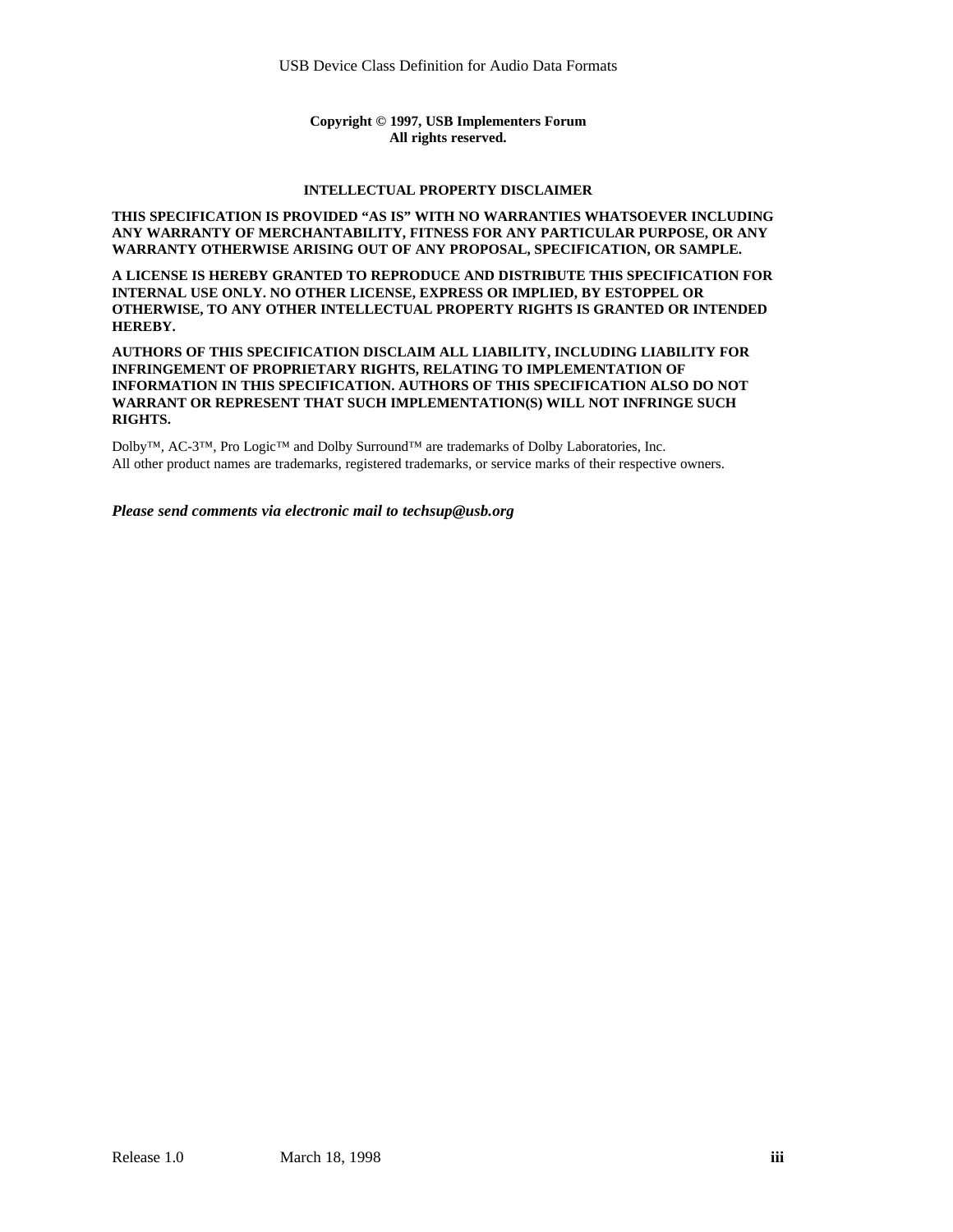**Copyright © 1997, USB Implementers Forum**
**All rights reserved.**

**INTELLECTUAL PROPERTY DISCLAIMER**

**THIS SPECIFICATION IS PROVIDED "AS IS" WITH NO WARRANTIES WHATSOEVER INCLUDING ANY WARRANTY OF MERCHANTABILITY, FITNESS FOR ANY PARTICULAR PURPOSE, OR ANY WARRANTY OTHERWISE ARISING OUT OF ANY PROPOSAL, SPECIFICATION, OR SAMPLE.**

**A LICENSE IS HEREBY GRANTED TO REPRODUCE AND DISTRIBUTE THIS SPECIFICATION FOR INTERNAL USE ONLY. NO OTHER LICENSE, EXPRESS OR IMPLIED, BY ESTOPPEL OR OTHERWISE, TO ANY OTHER INTELLECTUAL PROPERTY RIGHTS IS GRANTED OR INTENDED HEREBY.**

**AUTHORS OF THIS SPECIFICATION DISCLAIM ALL LIABILITY, INCLUDING LIABILITY FOR INFRINGEMENT OF PROPRIETARY RIGHTS, RELATING TO IMPLEMENTATION OF INFORMATION IN THIS SPECIFICATION. AUTHORS OF THIS SPECIFICATION ALSO DO NOT WARRANT OR REPRESENT THAT SUCH IMPLEMENTATION(S) WILL NOT INFRINGE SUCH RIGHTS.**

Dolby™, AC-3™, Pro Logic™ and Dolby Surround™ are trademarks of Dolby Laboratories, Inc.
All other product names are trademarks, registered trademarks, or service marks of their respective owners.

***Please send comments via electronic mail to techsup@usb.org***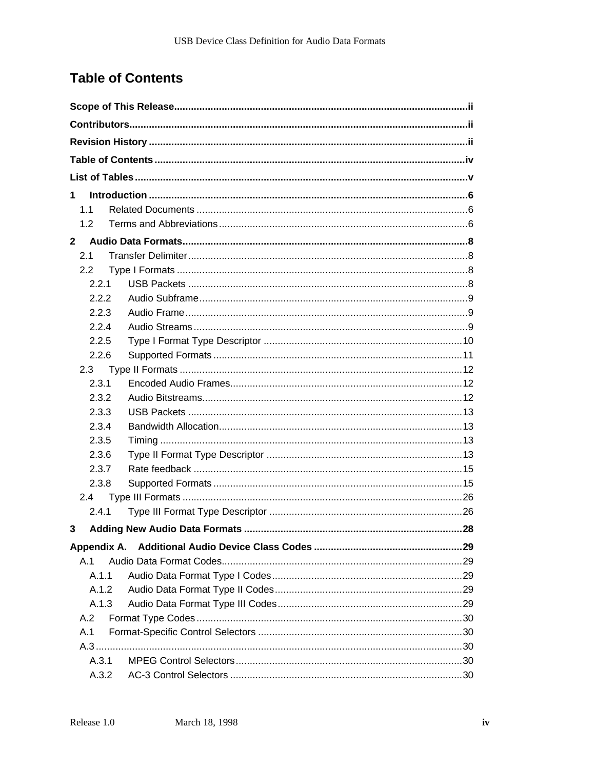# Table of Contents

**Scope of This Release** ........ ii

**Contributors** ........ ii

**Revision History** ........ ii

**Table of Contents** ........ iv

**List of Tables** ........ v

**1 Introduction** ........ 6
- 1.1 Related Documents ........ 6
- 1.2 Terms and Abbreviations ........ 6

**2 Audio Data Formats** ........ 8
- 2.1 Transfer Delimiter ........ 8
- 2.2 Type I Formats ........ 8
  - 2.2.1 USB Packets ........ 8
  - 2.2.2 Audio Subframe ........ 9
  - 2.2.3 Audio Frame ........ 9
  - 2.2.4 Audio Streams ........ 9
  - 2.2.5 Type I Format Type Descriptor ........ 10
  - 2.2.6 Supported Formats ........ 11
- 2.3 Type II Formats ........ 12
  - 2.3.1 Encoded Audio Frames ........ 12
  - 2.3.2 Audio Bitstreams ........ 12
  - 2.3.3 USB Packets ........ 13
  - 2.3.4 Bandwidth Allocation ........ 13
  - 2.3.5 Timing ........ 13
  - 2.3.6 Type II Format Type Descriptor ........ 13
  - 2.3.7 Rate feedback ........ 15
  - 2.3.8 Supported Formats ........ 15
- 2.4 Type III Formats ........ 26
  - 2.4.1 Type III Format Type Descriptor ........ 26

**3 Adding New Audio Data Formats** ........ 28

**Appendix A. Additional Audio Device Class Codes** ........ 29
- A.1 Audio Data Format Codes ........ 29
  - A.1.1 Audio Data Format Type I Codes ........ 29
  - A.1.2 Audio Data Format Type II Codes ........ 29
  - A.1.3 Audio Data Format Type III Codes ........ 29
- A.2 Format Type Codes ........ 30
- A.1 Format-Specific Control Selectors ........ 30
- A.3 ........ 30
  - A.3.1 MPEG Control Selectors ........ 30
  - A.3.2 AC-3 Control Selectors ........ 30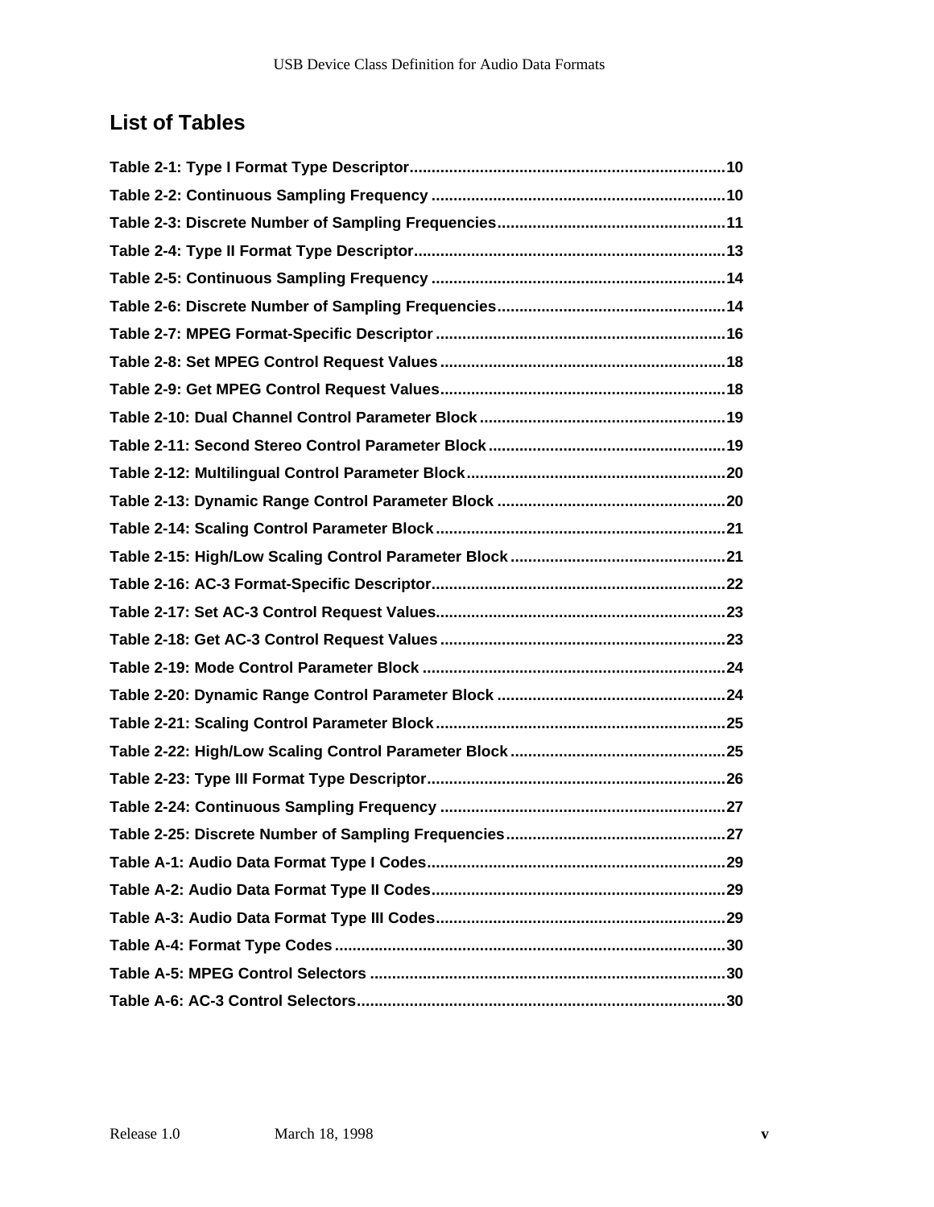## List of Tables

**Table 2-1: Type I Format Type Descriptor........................................................................10**
**Table 2-2: Continuous Sampling Frequency ...................................................................10**
**Table 2-3: Discrete Number of Sampling Frequencies....................................................11**
**Table 2-4: Type II Format Type Descriptor.......................................................................13**
**Table 2-5: Continuous Sampling Frequency ...................................................................14**
**Table 2-6: Discrete Number of Sampling Frequencies....................................................14**
**Table 2-7: MPEG Format-Specific Descriptor ..................................................................16**
**Table 2-8: Set MPEG Control Request Values .................................................................18**
**Table 2-9: Get MPEG Control Request Values.................................................................18**
**Table 2-10: Dual Channel Control Parameter Block ........................................................19**
**Table 2-11: Second Stereo Control Parameter Block ......................................................19**
**Table 2-12: Multilingual Control Parameter Block...........................................................20**
**Table 2-13: Dynamic Range Control Parameter Block ....................................................20**
**Table 2-14: Scaling Control Parameter Block..................................................................21**
**Table 2-15: High/Low Scaling Control Parameter Block .................................................21**
**Table 2-16: AC-3 Format-Specific Descriptor..................................................................22**
**Table 2-17: Set AC-3 Control Request Values..................................................................23**
**Table 2-18: Get AC-3 Control Request Values .................................................................23**
**Table 2-19: Mode Control Parameter Block .....................................................................24**
**Table 2-20: Dynamic Range Control Parameter Block ....................................................24**
**Table 2-21: Scaling Control Parameter Block..................................................................25**
**Table 2-22: High/Low Scaling Control Parameter Block .................................................25**
**Table 2-23: Type III Format Type Descriptor....................................................................26**
**Table 2-24: Continuous Sampling Frequency .................................................................27**
**Table 2-25: Discrete Number of Sampling Frequencies..................................................27**
**Table A-1: Audio Data Format Type I Codes....................................................................29**
**Table A-2: Audio Data Format Type II Codes...................................................................29**
**Table A-3: Audio Data Format Type III Codes..................................................................29**
**Table A-4: Format Type Codes .........................................................................................30**
**Table A-5: MPEG Control Selectors .................................................................................30**
**Table A-6: AC-3 Control Selectors....................................................................................30**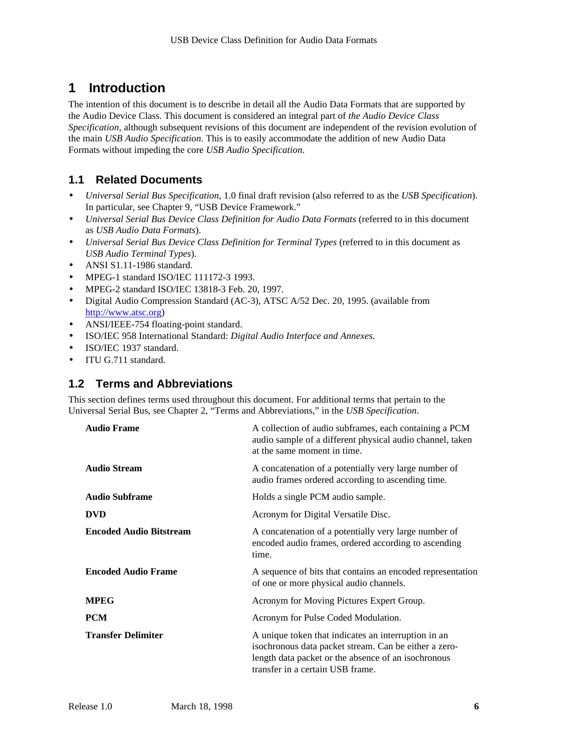# 1 Introduction

The intention of this document is to describe in detail all the Audio Data Formats that are supported by the Audio Device Class. This document is considered an integral part of *the Audio Device Class Specification,* although subsequent revisions of this document are independent of the revision evolution of the main *USB Audio Specification*. This is to easily accommodate the addition of new Audio Data Formats without impeding the core *USB Audio Specification*.

## 1.1 Related Documents

- *Universal Serial Bus Specification*, 1.0 final draft revision (also referred to as the *USB Specification*). In particular, see Chapter 9, "USB Device Framework."
- *Universal Serial Bus Device Class Definition for Audio Data Formats* (referred to in this document as *USB Audio Data Formats*).
- *Universal Serial Bus Device Class Definition for Terminal Types* (referred to in this document as *USB Audio Terminal Types*).
- ANSI S1.11-1986 standard.
- MPEG-1 standard ISO/IEC 111172-3 1993.
- MPEG-2 standard ISO/IEC 13818-3 Feb. 20, 1997.
- Digital Audio Compression Standard (AC-3), ATSC A/52 Dec. 20, 1995. (available from http://www.atsc.org)
- ANSI/IEEE-754 floating-point standard.
- ISO/IEC 958 International Standard: *Digital Audio Interface and Annexes.*
- ISO/IEC 1937 standard.
- ITU G.711 standard.

## 1.2 Terms and Abbreviations

This section defines terms used throughout this document. For additional terms that pertain to the Universal Serial Bus, see Chapter 2, "Terms and Abbreviations," in the *USB Specification*.

| Term | Definition |
|---|---|
| **Audio Frame** | A collection of audio subframes, each containing a PCM audio sample of a different physical audio channel, taken at the same moment in time. |
| **Audio Stream** | A concatenation of a potentially very large number of audio frames ordered according to ascending time. |
| **Audio Subframe** | Holds a single PCM audio sample. |
| **DVD** | Acronym for Digital Versatile Disc. |
| **Encoded Audio Bitstream** | A concatenation of a potentially very large number of encoded audio frames, ordered according to ascending time. |
| **Encoded Audio Frame** | A sequence of bits that contains an encoded representation of one or more physical audio channels. |
| **MPEG** | Acronym for Moving Pictures Expert Group. |
| **PCM** | Acronym for Pulse Coded Modulation. |
| **Transfer Delimiter** | A unique token that indicates an interruption in an isochronous data packet stream. Can be either a zero-length data packet or the absence of an isochronous transfer in a certain USB frame. |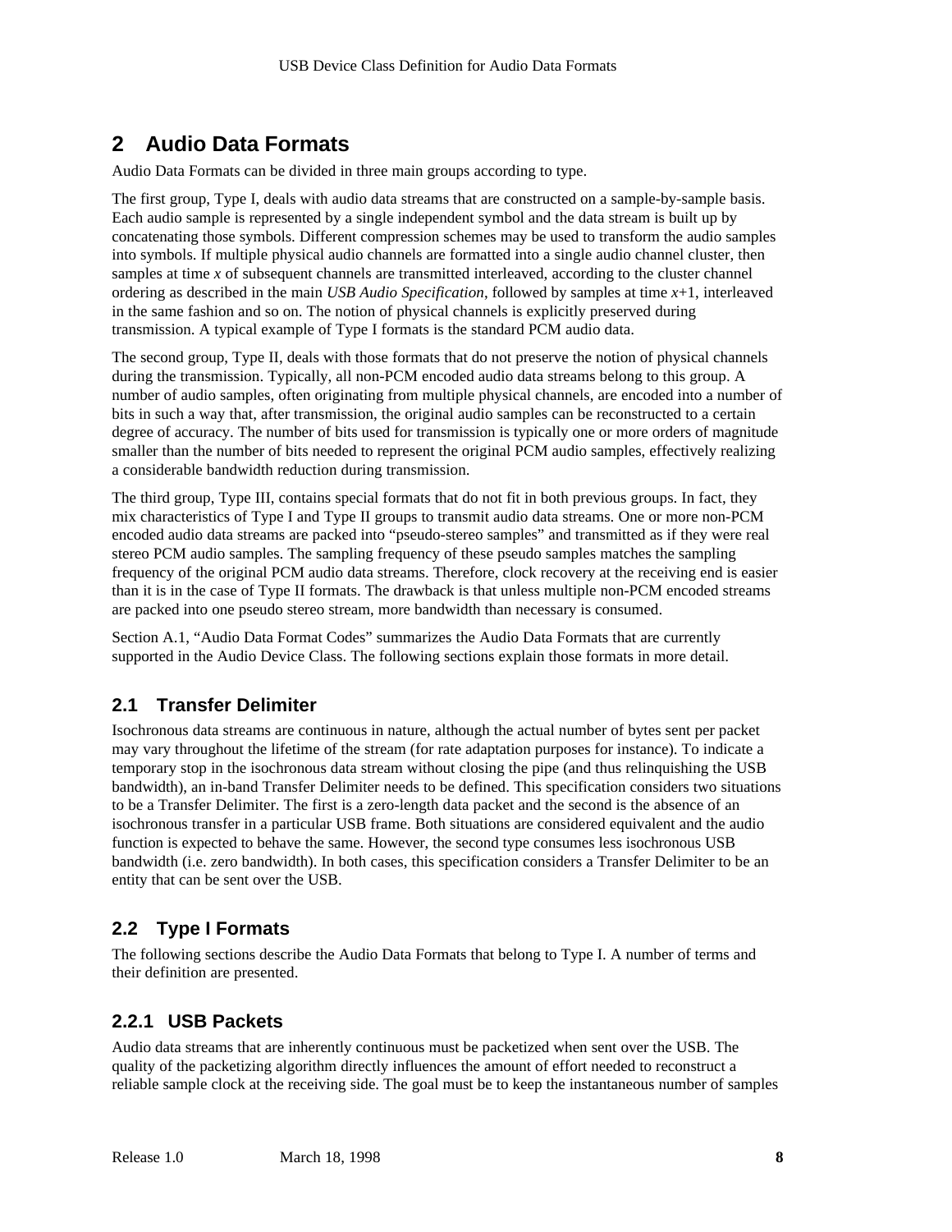# 2 Audio Data Formats

Audio Data Formats can be divided in three main groups according to type.

The first group, Type I, deals with audio data streams that are constructed on a sample-by-sample basis. Each audio sample is represented by a single independent symbol and the data stream is built up by concatenating those symbols. Different compression schemes may be used to transform the audio samples into symbols. If multiple physical audio channels are formatted into a single audio channel cluster, then samples at time $x$ of subsequent channels are transmitted interleaved, according to the cluster channel ordering as described in the main *USB Audio Specification*, followed by samples at time $x$+1, interleaved in the same fashion and so on. The notion of physical channels is explicitly preserved during transmission. A typical example of Type I formats is the standard PCM audio data.

The second group, Type II, deals with those formats that do not preserve the notion of physical channels during the transmission. Typically, all non-PCM encoded audio data streams belong to this group. A number of audio samples, often originating from multiple physical channels, are encoded into a number of bits in such a way that, after transmission, the original audio samples can be reconstructed to a certain degree of accuracy. The number of bits used for transmission is typically one or more orders of magnitude smaller than the number of bits needed to represent the original PCM audio samples, effectively realizing a considerable bandwidth reduction during transmission.

The third group, Type III, contains special formats that do not fit in both previous groups. In fact, they mix characteristics of Type I and Type II groups to transmit audio data streams. One or more non-PCM encoded audio data streams are packed into "pseudo-stereo samples" and transmitted as if they were real stereo PCM audio samples. The sampling frequency of these pseudo samples matches the sampling frequency of the original PCM audio data streams. Therefore, clock recovery at the receiving end is easier than it is in the case of Type II formats. The drawback is that unless multiple non-PCM encoded streams are packed into one pseudo stereo stream, more bandwidth than necessary is consumed.

Section A.1, "Audio Data Format Codes" summarizes the Audio Data Formats that are currently supported in the Audio Device Class. The following sections explain those formats in more detail.

## 2.1 Transfer Delimiter

Isochronous data streams are continuous in nature, although the actual number of bytes sent per packet may vary throughout the lifetime of the stream (for rate adaptation purposes for instance). To indicate a temporary stop in the isochronous data stream without closing the pipe (and thus relinquishing the USB bandwidth), an in-band Transfer Delimiter needs to be defined. This specification considers two situations to be a Transfer Delimiter. The first is a zero-length data packet and the second is the absence of an isochronous transfer in a particular USB frame. Both situations are considered equivalent and the audio function is expected to behave the same. However, the second type consumes less isochronous USB bandwidth (i.e. zero bandwidth). In both cases, this specification considers a Transfer Delimiter to be an entity that can be sent over the USB.

## 2.2 Type I Formats

The following sections describe the Audio Data Formats that belong to Type I. A number of terms and their definition are presented.

### 2.2.1 USB Packets

Audio data streams that are inherently continuous must be packetized when sent over the USB. The quality of the packetizing algorithm directly influences the amount of effort needed to reconstruct a reliable sample clock at the receiving side. The goal must be to keep the instantaneous number of samples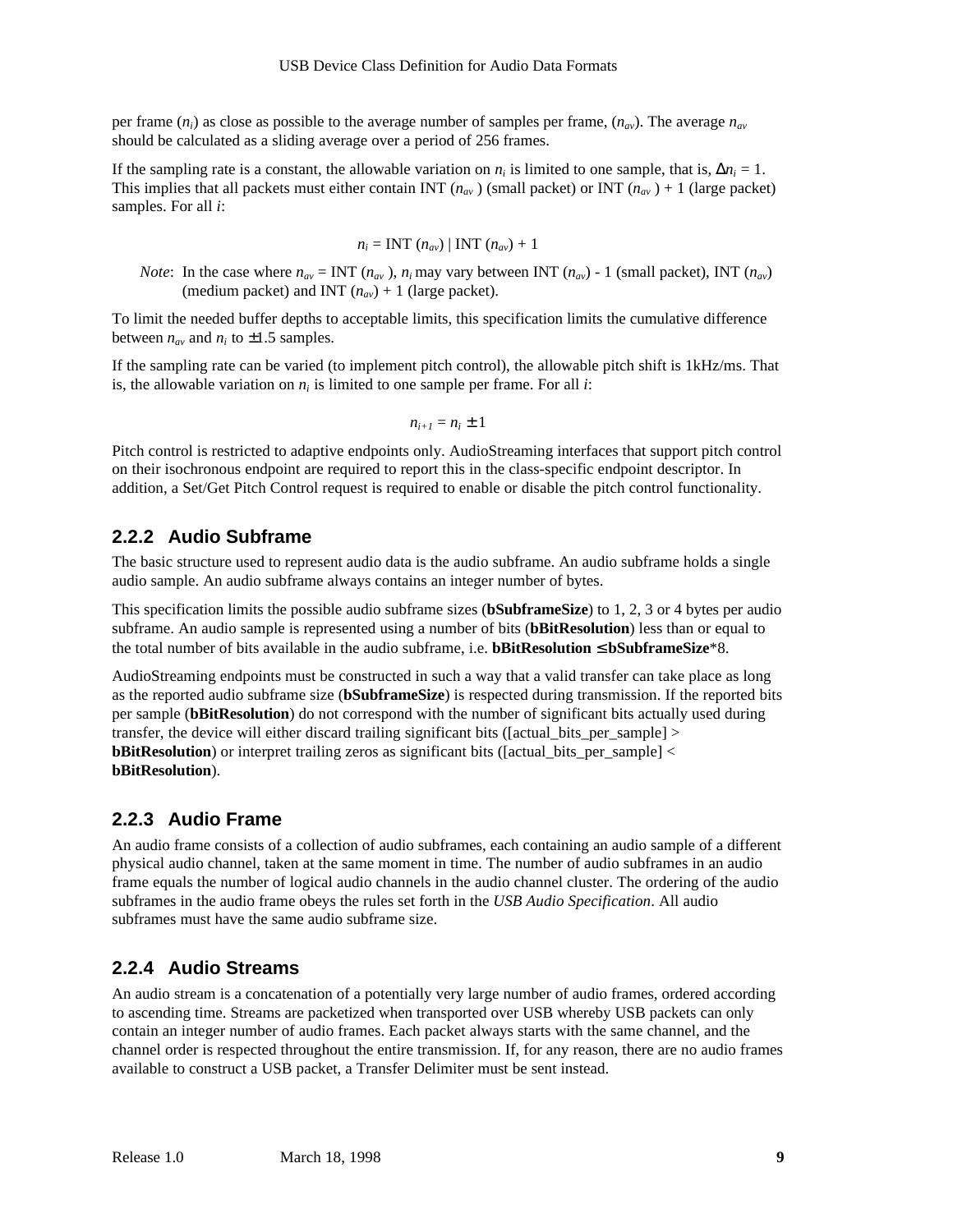per frame ($n_i$) as close as possible to the average number of samples per frame, ($n_{av}$). The average $n_{av}$ should be calculated as a sliding average over a period of 256 frames.

If the sampling rate is a constant, the allowable variation on $n_i$ is limited to one sample, that is, $\Delta n_i = 1$. This implies that all packets must either contain INT ($n_{av}$) (small packet) or INT ($n_{av}$) + 1 (large packet) samples. For all $i$:

$$n_i = \text{INT}(n_{av}) \mid \text{INT}(n_{av}) + 1$$

*Note*: In the case where $n_{av} = \text{INT}(n_{av})$, $n_i$ may vary between INT ($n_{av}$) - 1 (small packet), INT ($n_{av}$) (medium packet) and INT ($n_{av}$) + 1 (large packet).

To limit the needed buffer depths to acceptable limits, this specification limits the cumulative difference between $n_{av}$ and $n_i$ to ±1.5 samples.

If the sampling rate can be varied (to implement pitch control), the allowable pitch shift is 1kHz/ms. That is, the allowable variation on $n_i$ is limited to one sample per frame. For all $i$:

$$n_{i+1} = n_i \pm 1$$

Pitch control is restricted to adaptive endpoints only. AudioStreaming interfaces that support pitch control on their isochronous endpoint are required to report this in the class-specific endpoint descriptor. In addition, a Set/Get Pitch Control request is required to enable or disable the pitch control functionality.

### 2.2.2 Audio Subframe

The basic structure used to represent audio data is the audio subframe. An audio subframe holds a single audio sample. An audio subframe always contains an integer number of bytes.

This specification limits the possible audio subframe sizes (**bSubframeSize**) to 1, 2, 3 or 4 bytes per audio subframe. An audio sample is represented using a number of bits (**bBitResolution**) less than or equal to the total number of bits available in the audio subframe, i.e. **bBitResolution ≤ bSubframeSize***8.

AudioStreaming endpoints must be constructed in such a way that a valid transfer can take place as long as the reported audio subframe size (**bSubframeSize**) is respected during transmission. If the reported bits per sample (**bBitResolution**) do not correspond with the number of significant bits actually used during transfer, the device will either discard trailing significant bits ([actual_bits_per_sample] > **bBitResolution**) or interpret trailing zeros as significant bits ([actual_bits_per_sample] < **bBitResolution**).

### 2.2.3 Audio Frame

An audio frame consists of a collection of audio subframes, each containing an audio sample of a different physical audio channel, taken at the same moment in time. The number of audio subframes in an audio frame equals the number of logical audio channels in the audio channel cluster. The ordering of the audio subframes in the audio frame obeys the rules set forth in the *USB Audio Specification*. All audio subframes must have the same audio subframe size.

### 2.2.4 Audio Streams

An audio stream is a concatenation of a potentially very large number of audio frames, ordered according to ascending time. Streams are packetized when transported over USB whereby USB packets can only contain an integer number of audio frames. Each packet always starts with the same channel, and the channel order is respected throughout the entire transmission. If, for any reason, there are no audio frames available to construct a USB packet, a Transfer Delimiter must be sent instead.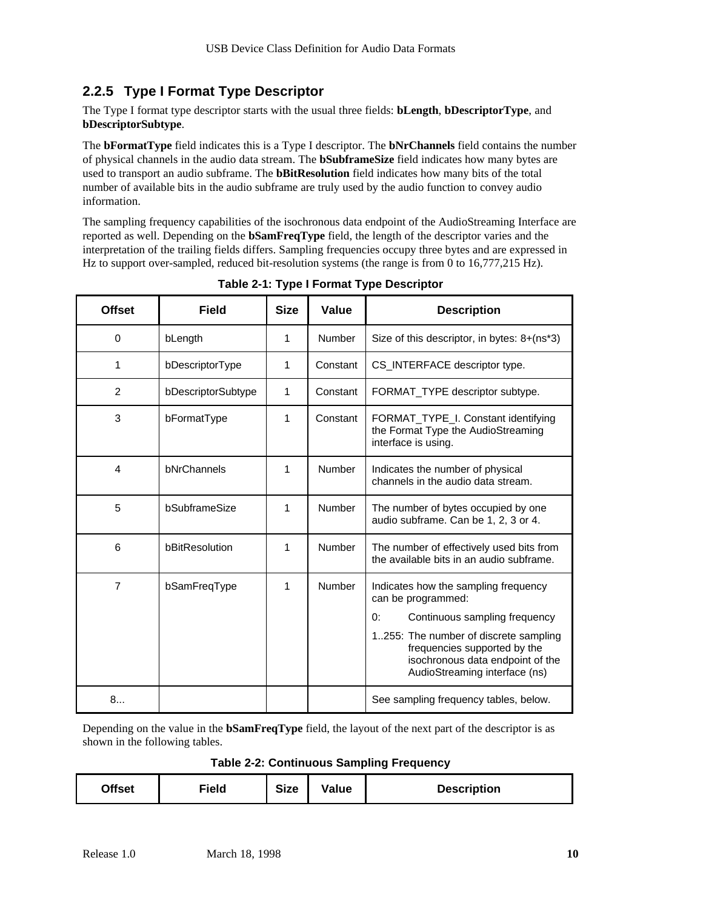### 2.2.5 Type I Format Type Descriptor

The Type I format type descriptor starts with the usual three fields: **bLength**, **bDescriptorType**, and **bDescriptorSubtype**.

The **bFormatType** field indicates this is a Type I descriptor. The **bNrChannels** field contains the number of physical channels in the audio data stream. The **bSubframeSize** field indicates how many bytes are used to transport an audio subframe. The **bBitResolution** field indicates how many bits of the total number of available bits in the audio subframe are truly used by the audio function to convey audio information.

The sampling frequency capabilities of the isochronous data endpoint of the AudioStreaming Interface are reported as well. Depending on the **bSamFreqType** field, the length of the descriptor varies and the interpretation of the trailing fields differs. Sampling frequencies occupy three bytes and are expressed in Hz to support over-sampled, reduced bit-resolution systems (the range is from 0 to 16,777,215 Hz).

**Table 2-1: Type I Format Type Descriptor**

| Offset | Field | Size | Value | Description |
|---|---|---|---|---|
| 0 | bLength | 1 | Number | Size of this descriptor, in bytes: 8+(ns*3) |
| 1 | bDescriptorType | 1 | Constant | CS_INTERFACE descriptor type. |
| 2 | bDescriptorSubtype | 1 | Constant | FORMAT_TYPE descriptor subtype. |
| 3 | bFormatType | 1 | Constant | FORMAT_TYPE_I. Constant identifying the Format Type the AudioStreaming interface is using. |
| 4 | bNrChannels | 1 | Number | Indicates the number of physical channels in the audio data stream. |
| 5 | bSubframeSize | 1 | Number | The number of bytes occupied by one audio subframe. Can be 1, 2, 3 or 4. |
| 6 | bBitResolution | 1 | Number | The number of effectively used bits from the available bits in an audio subframe. |
| 7 | bSamFreqType | 1 | Number | Indicates how the sampling frequency can be programmed:<br>0: Continuous sampling frequency<br>1..255: The number of discrete sampling frequencies supported by the isochronous data endpoint of the AudioStreaming interface (ns) |
| 8... | | | | See sampling frequency tables, below. |

Depending on the value in the **bSamFreqType** field, the layout of the next part of the descriptor is as shown in the following tables.

**Table 2-2: Continuous Sampling Frequency**

| Offset | Field | Size | Value | Description |
|---|---|---|---|---|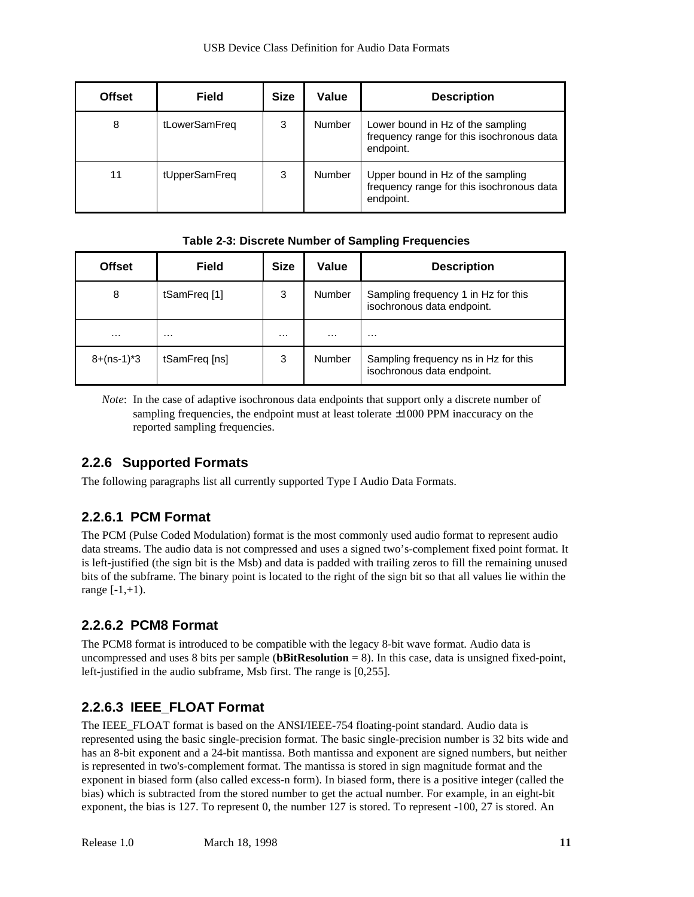| Offset | Field | Size | Value | Description |
|---|---|---|---|---|
| 8 | tLowerSamFreq | 3 | Number | Lower bound in Hz of the sampling frequency range for this isochronous data endpoint. |
| 11 | tUpperSamFreq | 3 | Number | Upper bound in Hz of the sampling frequency range for this isochronous data endpoint. |

**Table 2-3: Discrete Number of Sampling Frequencies**

| Offset | Field | Size | Value | Description |
|---|---|---|---|---|
| 8 | tSamFreq [1] | 3 | Number | Sampling frequency 1 in Hz for this isochronous data endpoint. |
| … | … | … | … | … |
| 8+(ns-1)*3 | tSamFreq [ns] | 3 | Number | Sampling frequency ns in Hz for this isochronous data endpoint. |

*Note*: In the case of adaptive isochronous data endpoints that support only a discrete number of sampling frequencies, the endpoint must at least tolerate ±1000 PPM inaccuracy on the reported sampling frequencies.

### 2.2.6 Supported Formats

The following paragraphs list all currently supported Type I Audio Data Formats.

#### 2.2.6.1 PCM Format

The PCM (Pulse Coded Modulation) format is the most commonly used audio format to represent audio data streams. The audio data is not compressed and uses a signed two's-complement fixed point format. It is left-justified (the sign bit is the Msb) and data is padded with trailing zeros to fill the remaining unused bits of the subframe. The binary point is located to the right of the sign bit so that all values lie within the range [-1,+1).

#### 2.2.6.2 PCM8 Format

The PCM8 format is introduced to be compatible with the legacy 8-bit wave format. Audio data is uncompressed and uses 8 bits per sample (**bBitResolution** = 8). In this case, data is unsigned fixed-point, left-justified in the audio subframe, Msb first. The range is [0,255].

#### 2.2.6.3 IEEE_FLOAT Format

The IEEE_FLOAT format is based on the ANSI/IEEE-754 floating-point standard. Audio data is represented using the basic single-precision format. The basic single-precision number is 32 bits wide and has an 8-bit exponent and a 24-bit mantissa. Both mantissa and exponent are signed numbers, but neither is represented in two's-complement format. The mantissa is stored in sign magnitude format and the exponent in biased form (also called excess-n form). In biased form, there is a positive integer (called the bias) which is subtracted from the stored number to get the actual number. For example, in an eight-bit exponent, the bias is 127. To represent 0, the number 127 is stored. To represent -100, 27 is stored. An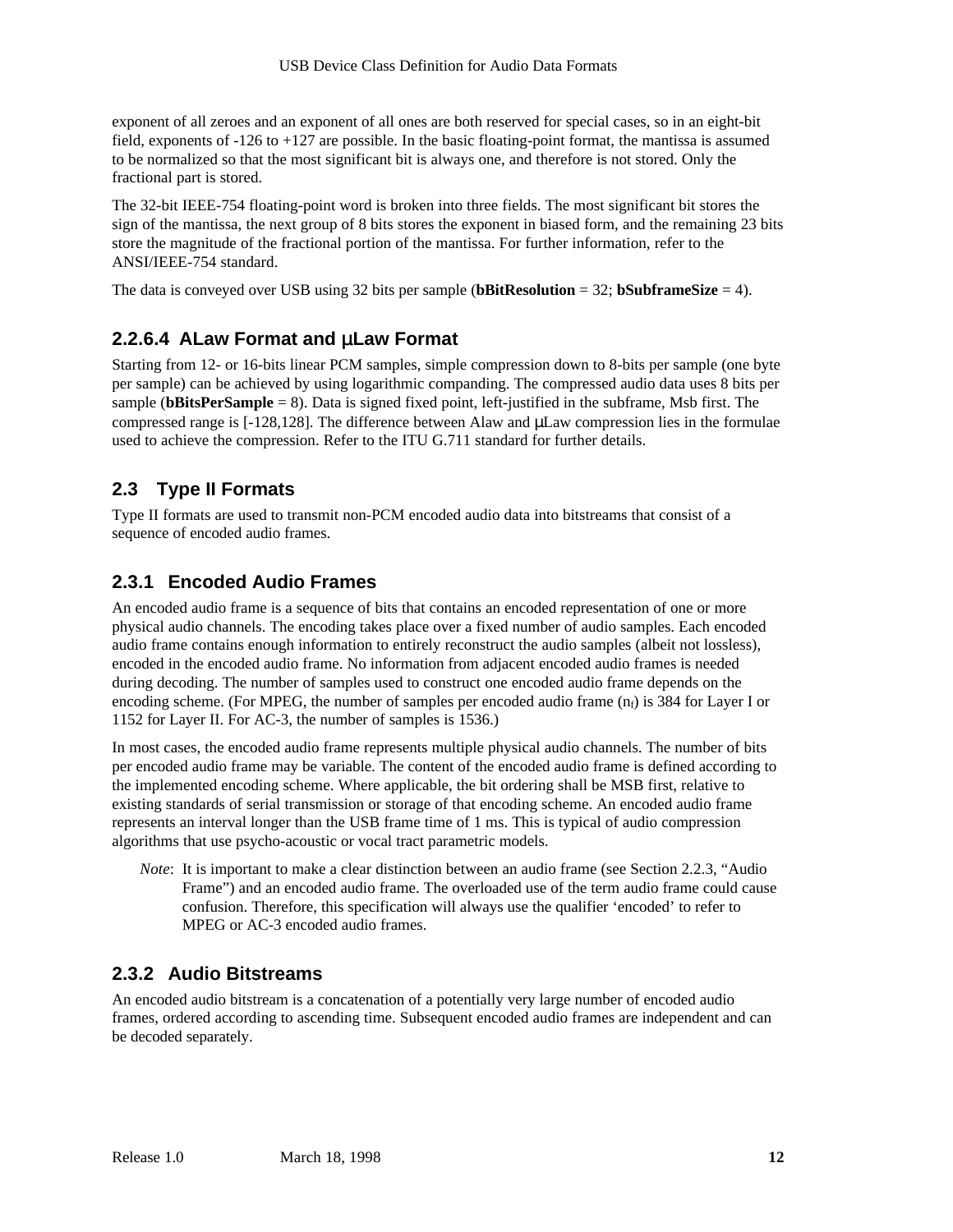exponent of all zeroes and an exponent of all ones are both reserved for special cases, so in an eight-bit field, exponents of -126 to +127 are possible. In the basic floating-point format, the mantissa is assumed to be normalized so that the most significant bit is always one, and therefore is not stored. Only the fractional part is stored.

The 32-bit IEEE-754 floating-point word is broken into three fields. The most significant bit stores the sign of the mantissa, the next group of 8 bits stores the exponent in biased form, and the remaining 23 bits store the magnitude of the fractional portion of the mantissa. For further information, refer to the ANSI/IEEE-754 standard.

The data is conveyed over USB using 32 bits per sample (**bBitResolution** = 32; **bSubframeSize** = 4).

#### 2.2.6.4 ALaw Format and µLaw Format

Starting from 12- or 16-bits linear PCM samples, simple compression down to 8-bits per sample (one byte per sample) can be achieved by using logarithmic companding. The compressed audio data uses 8 bits per sample (**bBitsPerSample** = 8). Data is signed fixed point, left-justified in the subframe, Msb first. The compressed range is [-128,128]. The difference between Alaw and µLaw compression lies in the formulae used to achieve the compression. Refer to the ITU G.711 standard for further details.

## 2.3 Type II Formats

Type II formats are used to transmit non-PCM encoded audio data into bitstreams that consist of a sequence of encoded audio frames.

### 2.3.1 Encoded Audio Frames

An encoded audio frame is a sequence of bits that contains an encoded representation of one or more physical audio channels. The encoding takes place over a fixed number of audio samples. Each encoded audio frame contains enough information to entirely reconstruct the audio samples (albeit not lossless), encoded in the encoded audio frame. No information from adjacent encoded audio frames is needed during decoding. The number of samples used to construct one encoded audio frame depends on the encoding scheme. (For MPEG, the number of samples per encoded audio frame ($n_f$) is 384 for Layer I or 1152 for Layer II. For AC-3, the number of samples is 1536.)

In most cases, the encoded audio frame represents multiple physical audio channels. The number of bits per encoded audio frame may be variable. The content of the encoded audio frame is defined according to the implemented encoding scheme. Where applicable, the bit ordering shall be MSB first, relative to existing standards of serial transmission or storage of that encoding scheme. An encoded audio frame represents an interval longer than the USB frame time of 1 ms. This is typical of audio compression algorithms that use psycho-acoustic or vocal tract parametric models.

> *Note*: It is important to make a clear distinction between an audio frame (see Section 2.2.3, "Audio Frame") and an encoded audio frame. The overloaded use of the term audio frame could cause confusion. Therefore, this specification will always use the qualifier 'encoded' to refer to MPEG or AC-3 encoded audio frames.

### 2.3.2 Audio Bitstreams

An encoded audio bitstream is a concatenation of a potentially very large number of encoded audio frames, ordered according to ascending time. Subsequent encoded audio frames are independent and can be decoded separately.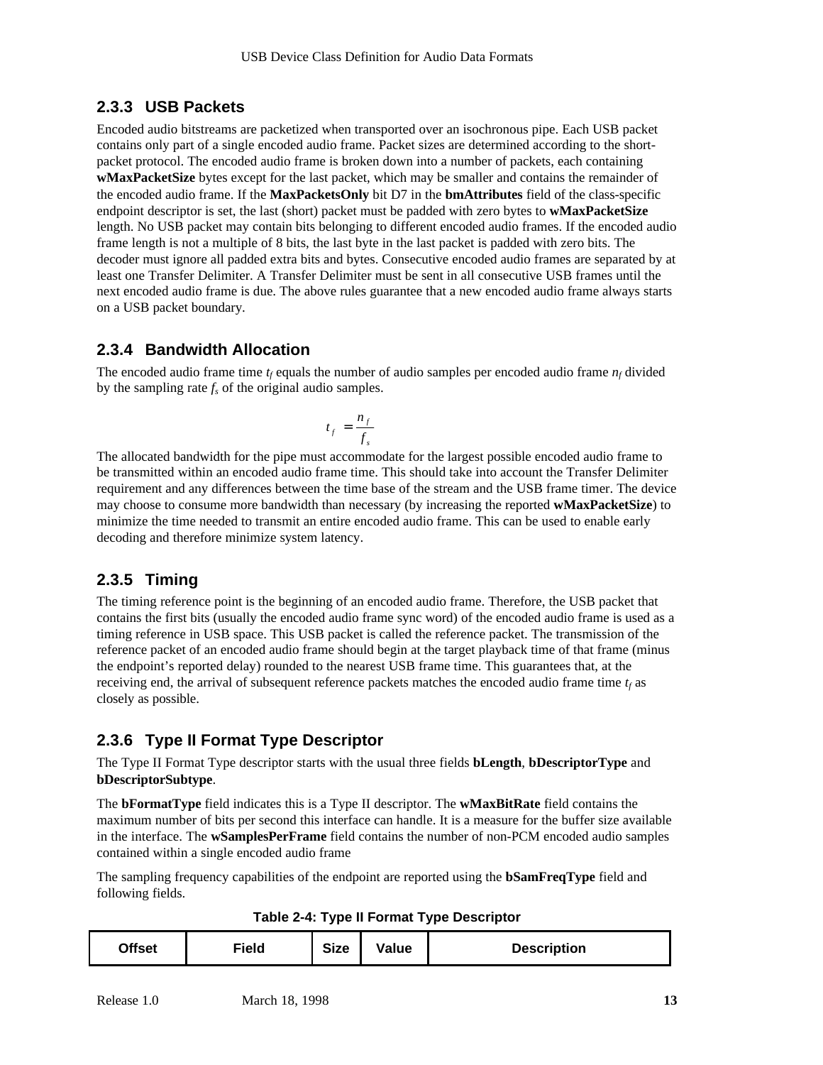### 2.3.3 USB Packets

Encoded audio bitstreams are packetized when transported over an isochronous pipe. Each USB packet contains only part of a single encoded audio frame. Packet sizes are determined according to the short-packet protocol. The encoded audio frame is broken down into a number of packets, each containing **wMaxPacketSize** bytes except for the last packet, which may be smaller and contains the remainder of the encoded audio frame. If the **MaxPacketsOnly** bit D7 in the **bmAttributes** field of the class-specific endpoint descriptor is set, the last (short) packet must be padded with zero bytes to **wMaxPacketSize** length. No USB packet may contain bits belonging to different encoded audio frames. If the encoded audio frame length is not a multiple of 8 bits, the last byte in the last packet is padded with zero bits. The decoder must ignore all padded extra bits and bytes. Consecutive encoded audio frames are separated by at least one Transfer Delimiter. A Transfer Delimiter must be sent in all consecutive USB frames until the next encoded audio frame is due. The above rules guarantee that a new encoded audio frame always starts on a USB packet boundary.

### 2.3.4 Bandwidth Allocation

The encoded audio frame time $t_f$ equals the number of audio samples per encoded audio frame $n_f$ divided by the sampling rate $f_s$ of the original audio samples.

$$t_f = \frac{n_f}{f_s}$$

The allocated bandwidth for the pipe must accommodate for the largest possible encoded audio frame to be transmitted within an encoded audio frame time. This should take into account the Transfer Delimiter requirement and any differences between the time base of the stream and the USB frame timer. The device may choose to consume more bandwidth than necessary (by increasing the reported **wMaxPacketSize**) to minimize the time needed to transmit an entire encoded audio frame. This can be used to enable early decoding and therefore minimize system latency.

### 2.3.5 Timing

The timing reference point is the beginning of an encoded audio frame. Therefore, the USB packet that contains the first bits (usually the encoded audio frame sync word) of the encoded audio frame is used as a timing reference in USB space. This USB packet is called the reference packet. The transmission of the reference packet of an encoded audio frame should begin at the target playback time of that frame (minus the endpoint's reported delay) rounded to the nearest USB frame time. This guarantees that, at the receiving end, the arrival of subsequent reference packets matches the encoded audio frame time $t_f$ as closely as possible.

### 2.3.6 Type II Format Type Descriptor

The Type II Format Type descriptor starts with the usual three fields **bLength**, **bDescriptorType** and **bDescriptorSubtype**.

The **bFormatType** field indicates this is a Type II descriptor. The **wMaxBitRate** field contains the maximum number of bits per second this interface can handle. It is a measure for the buffer size available in the interface. The **wSamplesPerFrame** field contains the number of non-PCM encoded audio samples contained within a single encoded audio frame

The sampling frequency capabilities of the endpoint are reported using the **bSamFreqType** field and following fields.

**Table 2-4: Type II Format Type Descriptor**

| Offset | Field | Size | Value | Description |
|---|---|---|---|---|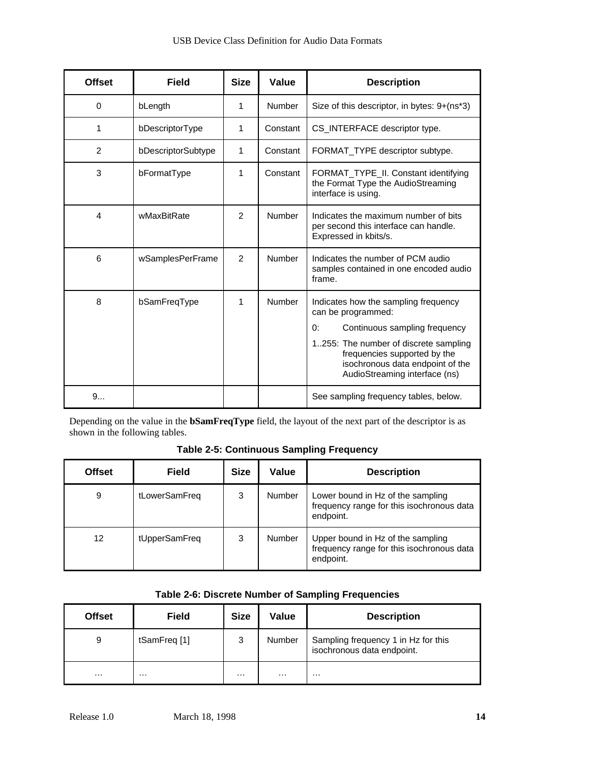| Offset | Field | Size | Value | Description |
|---|---|---|---|---|
| 0 | bLength | 1 | Number | Size of this descriptor, in bytes: 9+(ns*3) |
| 1 | bDescriptorType | 1 | Constant | CS_INTERFACE descriptor type. |
| 2 | bDescriptorSubtype | 1 | Constant | FORMAT_TYPE descriptor subtype. |
| 3 | bFormatType | 1 | Constant | FORMAT_TYPE_II. Constant identifying the Format Type the AudioStreaming interface is using. |
| 4 | wMaxBitRate | 2 | Number | Indicates the maximum number of bits per second this interface can handle. Expressed in kbits/s. |
| 6 | wSamplesPerFrame | 2 | Number | Indicates the number of PCM audio samples contained in one encoded audio frame. |
| 8 | bSamFreqType | 1 | Number | Indicates how the sampling frequency can be programmed:<br>0: Continuous sampling frequency<br>1..255: The number of discrete sampling frequencies supported by the isochronous data endpoint of the AudioStreaming interface (ns) |
| 9... | | | | See sampling frequency tables, below. |

Depending on the value in the **bSamFreqType** field, the layout of the next part of the descriptor is as shown in the following tables.

**Table 2-5: Continuous Sampling Frequency**

| Offset | Field | Size | Value | Description |
|---|---|---|---|---|
| 9 | tLowerSamFreq | 3 | Number | Lower bound in Hz of the sampling frequency range for this isochronous data endpoint. |
| 12 | tUpperSamFreq | 3 | Number | Upper bound in Hz of the sampling frequency range for this isochronous data endpoint. |

**Table 2-6: Discrete Number of Sampling Frequencies**

| Offset | Field | Size | Value | Description |
|---|---|---|---|---|
| 9 | tSamFreq [1] | 3 | Number | Sampling frequency 1 in Hz for this isochronous data endpoint. |
| … | … | … | … | … |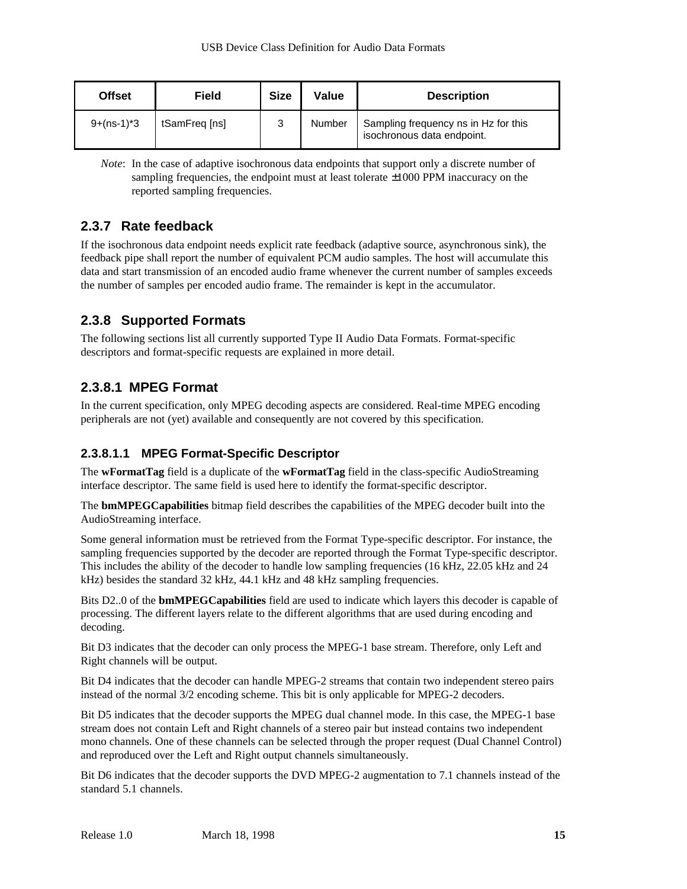| Offset | Field | Size | Value | Description |
|---|---|---|---|---|
| 9+(ns-1)*3 | tSamFreq [ns] | 3 | Number | Sampling frequency ns in Hz for this isochronous data endpoint. |

*Note*: In the case of adaptive isochronous data endpoints that support only a discrete number of sampling frequencies, the endpoint must at least tolerate ±1000 PPM inaccuracy on the reported sampling frequencies.

### 2.3.7 Rate feedback

If the isochronous data endpoint needs explicit rate feedback (adaptive source, asynchronous sink), the feedback pipe shall report the number of equivalent PCM audio samples. The host will accumulate this data and start transmission of an encoded audio frame whenever the current number of samples exceeds the number of samples per encoded audio frame. The remainder is kept in the accumulator.

### 2.3.8 Supported Formats

The following sections list all currently supported Type II Audio Data Formats. Format-specific descriptors and format-specific requests are explained in more detail.

#### 2.3.8.1 MPEG Format

In the current specification, only MPEG decoding aspects are considered. Real-time MPEG encoding peripherals are not (yet) available and consequently are not covered by this specification.

##### 2.3.8.1.1 MPEG Format-Specific Descriptor

The **wFormatTag** field is a duplicate of the **wFormatTag** field in the class-specific AudioStreaming interface descriptor. The same field is used here to identify the format-specific descriptor.

The **bmMPEGCapabilities** bitmap field describes the capabilities of the MPEG decoder built into the AudioStreaming interface.

Some general information must be retrieved from the Format Type-specific descriptor. For instance, the sampling frequencies supported by the decoder are reported through the Format Type-specific descriptor. This includes the ability of the decoder to handle low sampling frequencies (16 kHz, 22.05 kHz and 24 kHz) besides the standard 32 kHz, 44.1 kHz and 48 kHz sampling frequencies.

Bits D2..0 of the **bmMPEGCapabilities** field are used to indicate which layers this decoder is capable of processing. The different layers relate to the different algorithms that are used during encoding and decoding.

Bit D3 indicates that the decoder can only process the MPEG-1 base stream. Therefore, only Left and Right channels will be output.

Bit D4 indicates that the decoder can handle MPEG-2 streams that contain two independent stereo pairs instead of the normal 3/2 encoding scheme. This bit is only applicable for MPEG-2 decoders.

Bit D5 indicates that the decoder supports the MPEG dual channel mode. In this case, the MPEG-1 base stream does not contain Left and Right channels of a stereo pair but instead contains two independent mono channels. One of these channels can be selected through the proper request (Dual Channel Control) and reproduced over the Left and Right output channels simultaneously.

Bit D6 indicates that the decoder supports the DVD MPEG-2 augmentation to 7.1 channels instead of the standard 5.1 channels.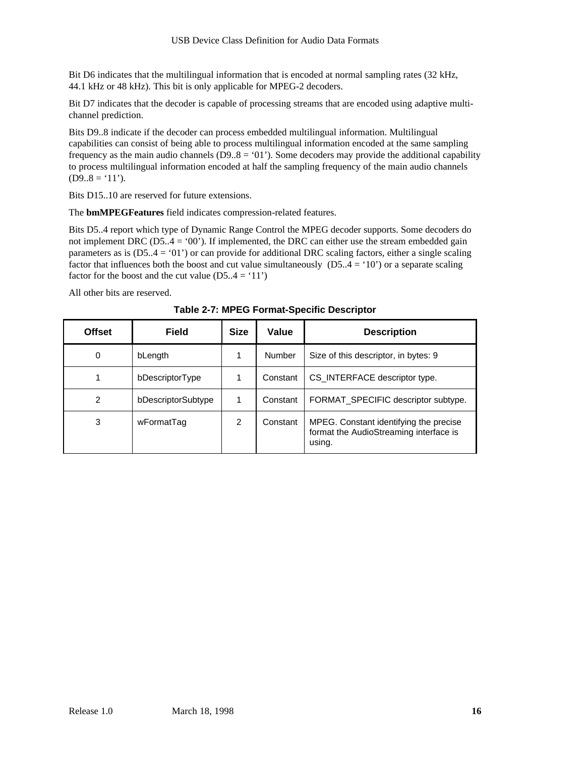Bit D6 indicates that the multilingual information that is encoded at normal sampling rates (32 kHz, 44.1 kHz or 48 kHz). This bit is only applicable for MPEG-2 decoders.

Bit D7 indicates that the decoder is capable of processing streams that are encoded using adaptive multi-channel prediction.

Bits D9..8 indicate if the decoder can process embedded multilingual information. Multilingual capabilities can consist of being able to process multilingual information encoded at the same sampling frequency as the main audio channels (D9..8 = ‘01’). Some decoders may provide the additional capability to process multilingual information encoded at half the sampling frequency of the main audio channels (D9..8 = ‘11’).

Bits D15..10 are reserved for future extensions.

The **bmMPEGFeatures** field indicates compression-related features.

Bits D5..4 report which type of Dynamic Range Control the MPEG decoder supports. Some decoders do not implement DRC (D5..4 = ‘00’). If implemented, the DRC can either use the stream embedded gain parameters as is (D5..4 = ‘01’) or can provide for additional DRC scaling factors, either a single scaling factor that influences both the boost and cut value simultaneously (D5..4 = ‘10’) or a separate scaling factor for the boost and the cut value (D5..4 = ‘11’)

All other bits are reserved.

**Table 2-7: MPEG Format-Specific Descriptor**

| Offset | Field | Size | Value | Description |
|---|---|---|---|---|
| 0 | bLength | 1 | Number | Size of this descriptor, in bytes: 9 |
| 1 | bDescriptorType | 1 | Constant | CS_INTERFACE descriptor type. |
| 2 | bDescriptorSubtype | 1 | Constant | FORMAT_SPECIFIC descriptor subtype. |
| 3 | wFormatTag | 2 | Constant | MPEG. Constant identifying the precise format the AudioStreaming interface is using. |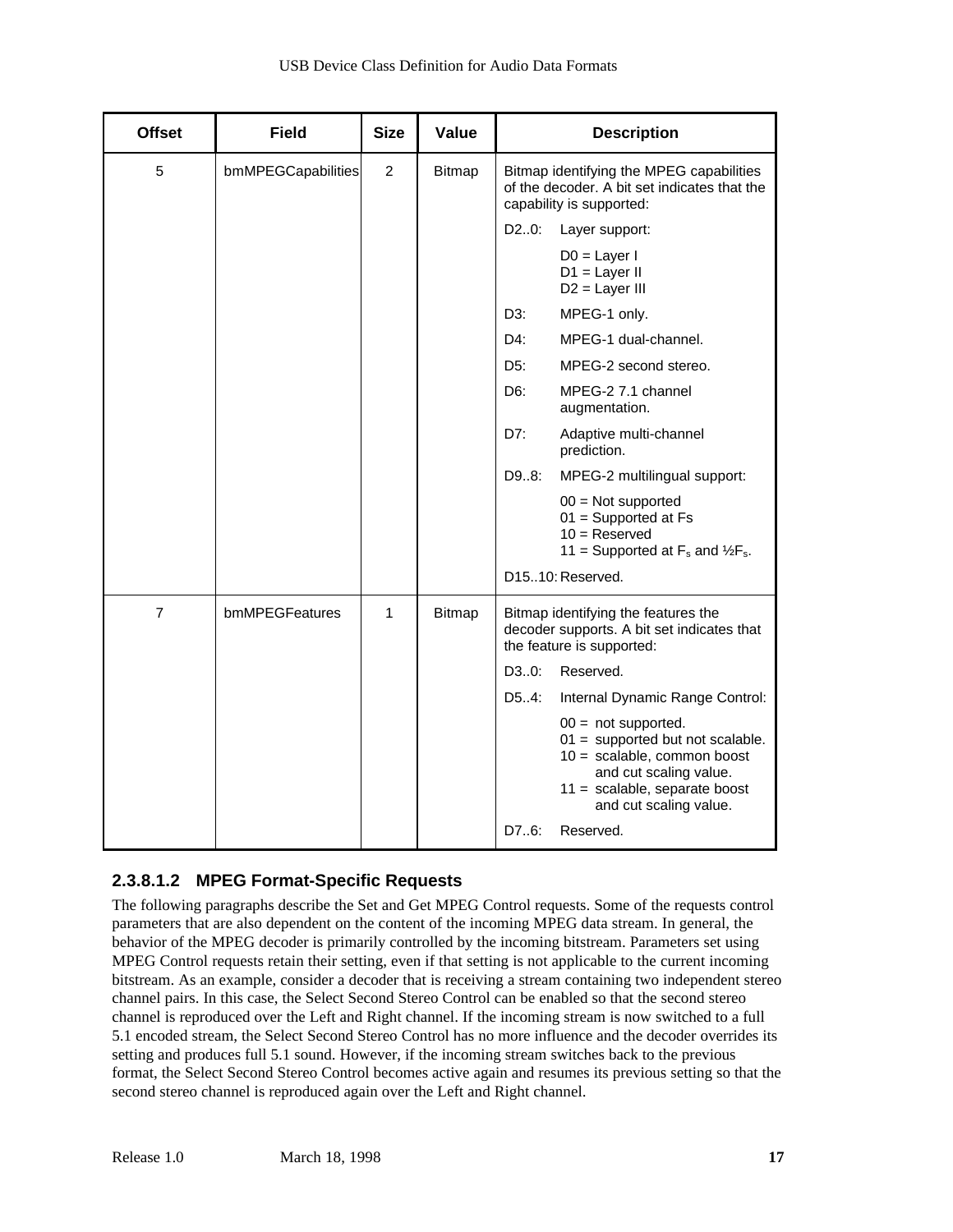| Offset | Field | Size | Value | Description |
|---|---|---|---|---|
| 5 | bmMPEGCapabilities | 2 | Bitmap | Bitmap identifying the MPEG capabilities of the decoder. A bit set indicates that the capability is supported:<br>D2..0: Layer support:<br>D0 = Layer I<br>D1 = Layer II<br>D2 = Layer III<br>D3: MPEG-1 only.<br>D4: MPEG-1 dual-channel.<br>D5: MPEG-2 second stereo.<br>D6: MPEG-2 7.1 channel augmentation.<br>D7: Adaptive multi-channel prediction.<br>D9..8: MPEG-2 multilingual support:<br>00 = Not supported<br>01 = Supported at Fs<br>10 = Reserved<br>11 = Supported at $F_s$ and ½$F_s$.<br>D15..10: Reserved. |
| 7 | bmMPEGFeatures | 1 | Bitmap | Bitmap identifying the features the decoder supports. A bit set indicates that the feature is supported:<br>D3..0: Reserved.<br>D5..4: Internal Dynamic Range Control:<br>00 = not supported.<br>01 = supported but not scalable.<br>10 = scalable, common boost and cut scaling value.<br>11 = scalable, separate boost and cut scaling value.<br>D7..6: Reserved. |

#### 2.3.8.1.2 MPEG Format-Specific Requests

The following paragraphs describe the Set and Get MPEG Control requests. Some of the requests control parameters that are also dependent on the content of the incoming MPEG data stream. In general, the behavior of the MPEG decoder is primarily controlled by the incoming bitstream. Parameters set using MPEG Control requests retain their setting, even if that setting is not applicable to the current incoming bitstream. As an example, consider a decoder that is receiving a stream containing two independent stereo channel pairs. In this case, the Select Second Stereo Control can be enabled so that the second stereo channel is reproduced over the Left and Right channel. If the incoming stream is now switched to a full 5.1 encoded stream, the Select Second Stereo Control has no more influence and the decoder overrides its setting and produces full 5.1 sound. However, if the incoming stream switches back to the previous format, the Select Second Stereo Control becomes active again and resumes its previous setting so that the second stereo channel is reproduced again over the Left and Right channel.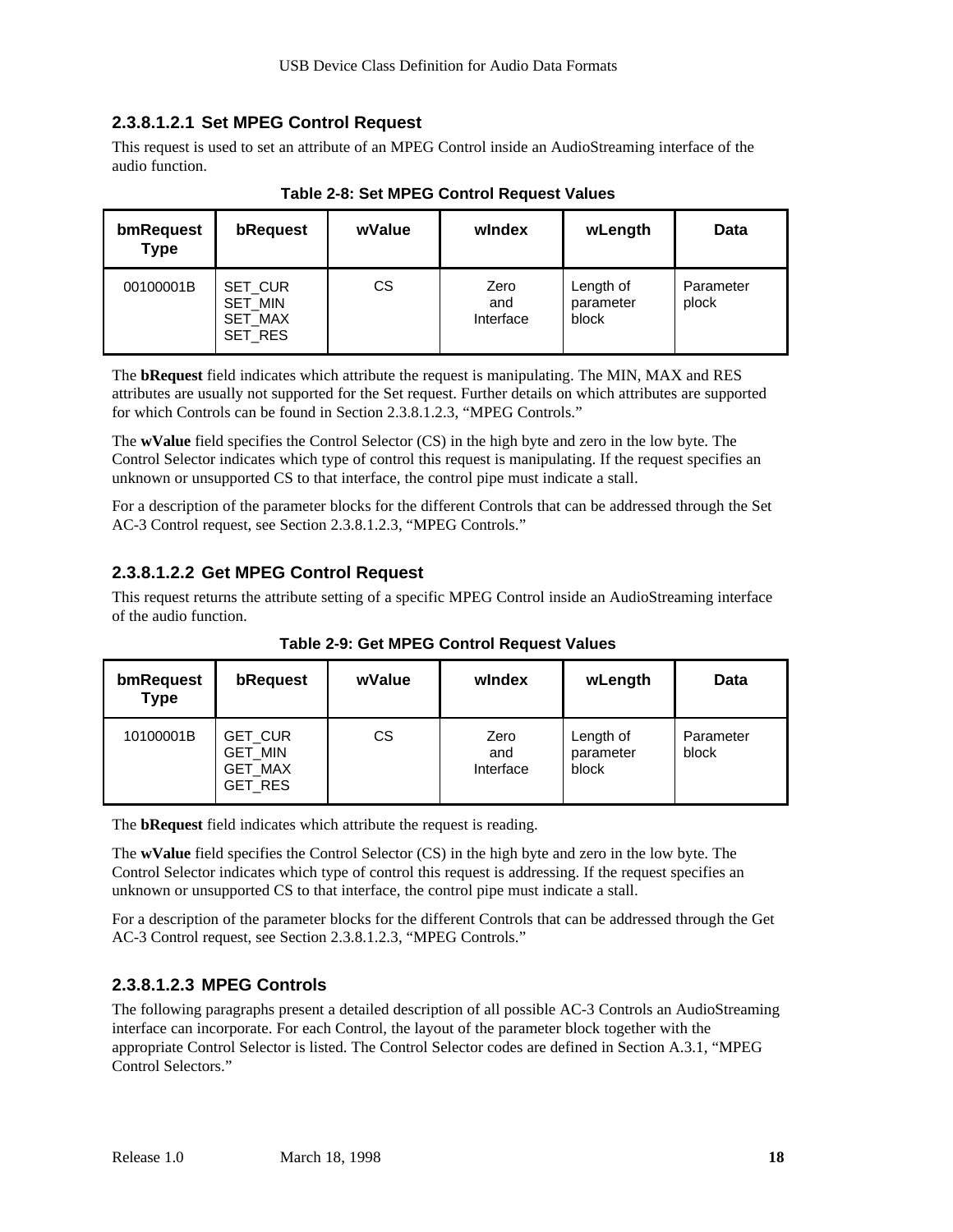#### 2.3.8.1.2.1 Set MPEG Control Request

This request is used to set an attribute of an MPEG Control inside an AudioStreaming interface of the audio function.

**Table 2-8: Set MPEG Control Request Values**

| bmRequest Type | bRequest | wValue | wIndex | wLength | Data |
|---|---|---|---|---|---|
| 00100001B | SET_CUR SET_MIN SET_MAX SET_RES | CS | Zero and Interface | Length of parameter block | Parameter plock |

The **bRequest** field indicates which attribute the request is manipulating. The MIN, MAX and RES attributes are usually not supported for the Set request. Further details on which attributes are supported for which Controls can be found in Section 2.3.8.1.2.3, "MPEG Controls."

The **wValue** field specifies the Control Selector (CS) in the high byte and zero in the low byte. The Control Selector indicates which type of control this request is manipulating. If the request specifies an unknown or unsupported CS to that interface, the control pipe must indicate a stall.

For a description of the parameter blocks for the different Controls that can be addressed through the Set AC-3 Control request, see Section 2.3.8.1.2.3, "MPEG Controls."

#### 2.3.8.1.2.2 Get MPEG Control Request

This request returns the attribute setting of a specific MPEG Control inside an AudioStreaming interface of the audio function.

**Table 2-9: Get MPEG Control Request Values**

| bmRequest Type | bRequest | wValue | wIndex | wLength | Data |
|---|---|---|---|---|---|
| 10100001B | GET_CUR GET_MIN GET_MAX GET_RES | CS | Zero and Interface | Length of parameter block | Parameter block |

The **bRequest** field indicates which attribute the request is reading.

The **wValue** field specifies the Control Selector (CS) in the high byte and zero in the low byte. The Control Selector indicates which type of control this request is addressing. If the request specifies an unknown or unsupported CS to that interface, the control pipe must indicate a stall.

For a description of the parameter blocks for the different Controls that can be addressed through the Get AC-3 Control request, see Section 2.3.8.1.2.3, "MPEG Controls."

#### 2.3.8.1.2.3 MPEG Controls

The following paragraphs present a detailed description of all possible AC-3 Controls an AudioStreaming interface can incorporate. For each Control, the layout of the parameter block together with the appropriate Control Selector is listed. The Control Selector codes are defined in Section A.3.1, "MPEG Control Selectors."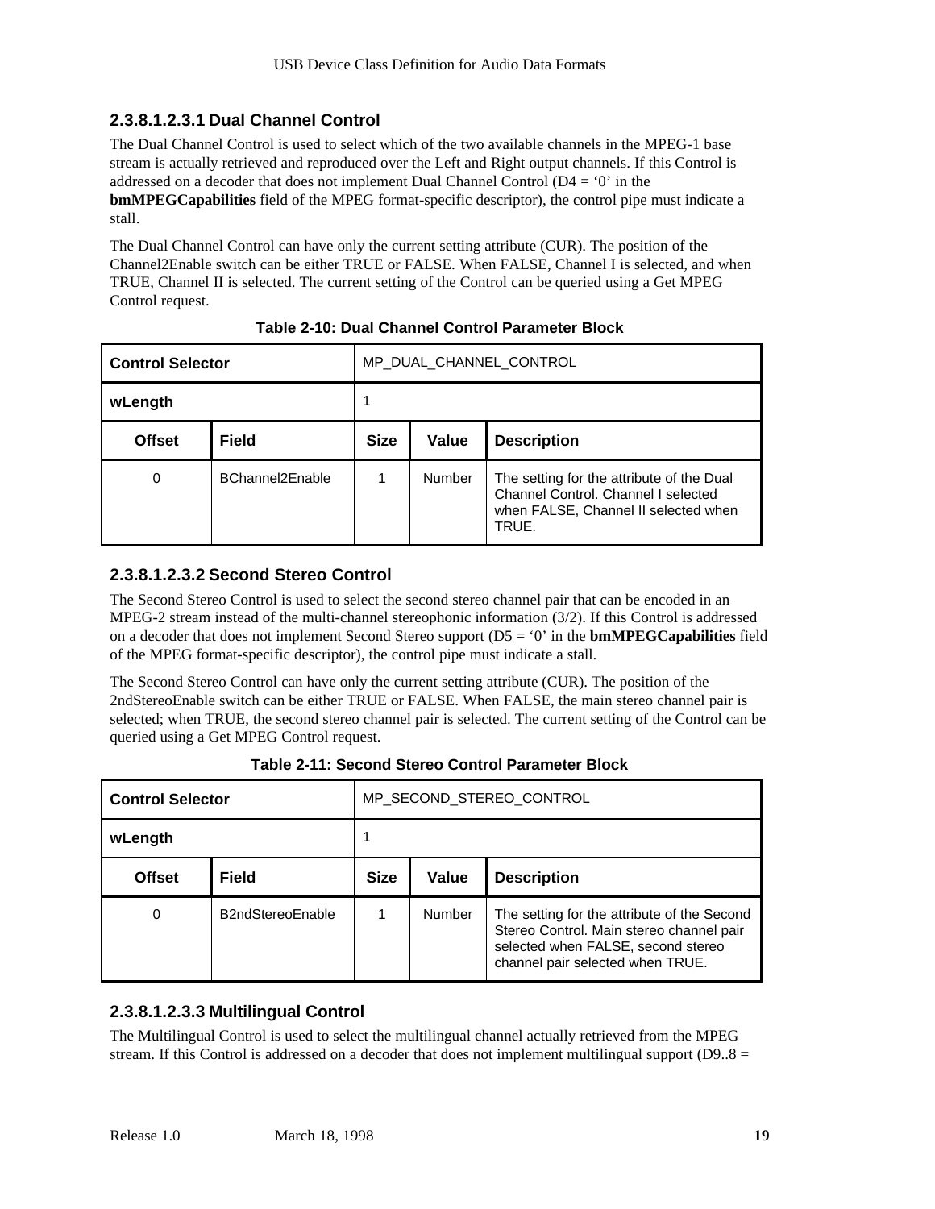#### 2.3.8.1.2.3.1 Dual Channel Control

The Dual Channel Control is used to select which of the two available channels in the MPEG-1 base stream is actually retrieved and reproduced over the Left and Right output channels. If this Control is addressed on a decoder that does not implement Dual Channel Control (D4 = '0' in the **bmMPEGCapabilities** field of the MPEG format-specific descriptor), the control pipe must indicate a stall.

The Dual Channel Control can have only the current setting attribute (CUR). The position of the Channel2Enable switch can be either TRUE or FALSE. When FALSE, Channel I is selected, and when TRUE, Channel II is selected. The current setting of the Control can be queried using a Get MPEG Control request.

**Table 2-10: Dual Channel Control Parameter Block**

| **Control Selector** | | MP_DUAL_CHANNEL_CONTROL | | |
|---|---|---|---|---|
| **wLength** | | 1 | | |
| **Offset** | **Field** | **Size** | **Value** | **Description** |
| 0 | BChannel2Enable | 1 | Number | The setting for the attribute of the Dual Channel Control. Channel I selected when FALSE, Channel II selected when TRUE. |

#### 2.3.8.1.2.3.2 Second Stereo Control

The Second Stereo Control is used to select the second stereo channel pair that can be encoded in an MPEG-2 stream instead of the multi-channel stereophonic information (3/2). If this Control is addressed on a decoder that does not implement Second Stereo support (D5 = '0' in the **bmMPEGCapabilities** field of the MPEG format-specific descriptor), the control pipe must indicate a stall.

The Second Stereo Control can have only the current setting attribute (CUR). The position of the 2ndStereoEnable switch can be either TRUE or FALSE. When FALSE, the main stereo channel pair is selected; when TRUE, the second stereo channel pair is selected. The current setting of the Control can be queried using a Get MPEG Control request.

**Table 2-11: Second Stereo Control Parameter Block**

| **Control Selector** | | MP_SECOND_STEREO_CONTROL | | |
|---|---|---|---|---|
| **wLength** | | 1 | | |
| **Offset** | **Field** | **Size** | **Value** | **Description** |
| 0 | B2ndStereoEnable | 1 | Number | The setting for the attribute of the Second Stereo Control. Main stereo channel pair selected when FALSE, second stereo channel pair selected when TRUE. |

#### 2.3.8.1.2.3.3 Multilingual Control

The Multilingual Control is used to select the multilingual channel actually retrieved from the MPEG stream. If this Control is addressed on a decoder that does not implement multilingual support (D9..8 =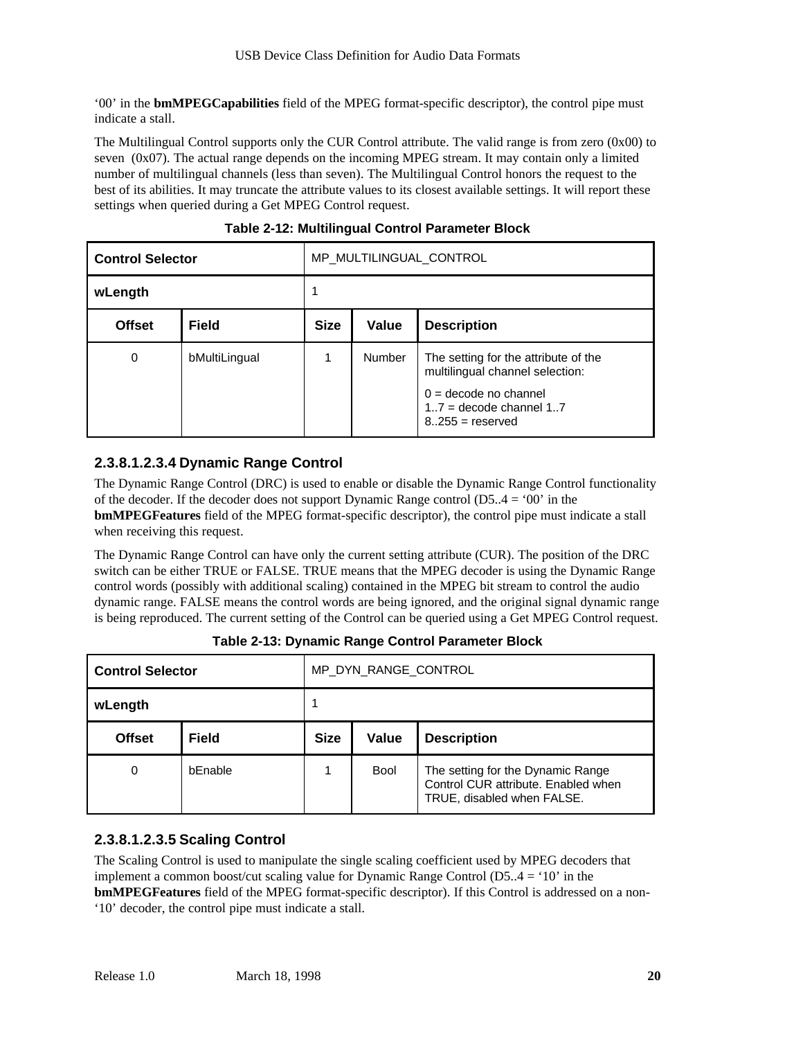'00' in the **bmMPEGCapabilities** field of the MPEG format-specific descriptor), the control pipe must indicate a stall.

The Multilingual Control supports only the CUR Control attribute. The valid range is from zero (0x00) to seven (0x07). The actual range depends on the incoming MPEG stream. It may contain only a limited number of multilingual channels (less than seven). The Multilingual Control honors the request to the best of its abilities. It may truncate the attribute values to its closest available settings. It will report these settings when queried during a Get MPEG Control request.

**Table 2-12: Multilingual Control Parameter Block**

| **Control Selector** | | MP_MULTILINGUAL_CONTROL | | |
|---|---|---|---|---|
| **wLength** | | 1 | | |
| **Offset** | **Field** | **Size** | **Value** | **Description** |
| 0 | bMultiLingual | 1 | Number | The setting for the attribute of the multilingual channel selection:<br><br>0 = decode no channel<br>1..7 = decode channel 1..7<br>8..255 = reserved |

#### 2.3.8.1.2.3.4 Dynamic Range Control

The Dynamic Range Control (DRC) is used to enable or disable the Dynamic Range Control functionality of the decoder. If the decoder does not support Dynamic Range control (D5..4 = '00' in the **bmMPEGFeatures** field of the MPEG format-specific descriptor), the control pipe must indicate a stall when receiving this request.

The Dynamic Range Control can have only the current setting attribute (CUR). The position of the DRC switch can be either TRUE or FALSE. TRUE means that the MPEG decoder is using the Dynamic Range control words (possibly with additional scaling) contained in the MPEG bit stream to control the audio dynamic range. FALSE means the control words are being ignored, and the original signal dynamic range is being reproduced. The current setting of the Control can be queried using a Get MPEG Control request.

**Table 2-13: Dynamic Range Control Parameter Block**

| **Control Selector** | | MP_DYN_RANGE_CONTROL | | |
|---|---|---|---|---|
| **wLength** | | 1 | | |
| **Offset** | **Field** | **Size** | **Value** | **Description** |
| 0 | bEnable | 1 | Bool | The setting for the Dynamic Range Control CUR attribute. Enabled when TRUE, disabled when FALSE. |

#### 2.3.8.1.2.3.5 Scaling Control

The Scaling Control is used to manipulate the single scaling coefficient used by MPEG decoders that implement a common boost/cut scaling value for Dynamic Range Control (D5..4 = '10' in the **bmMPEGFeatures** field of the MPEG format-specific descriptor). If this Control is addressed on a non-'10' decoder, the control pipe must indicate a stall.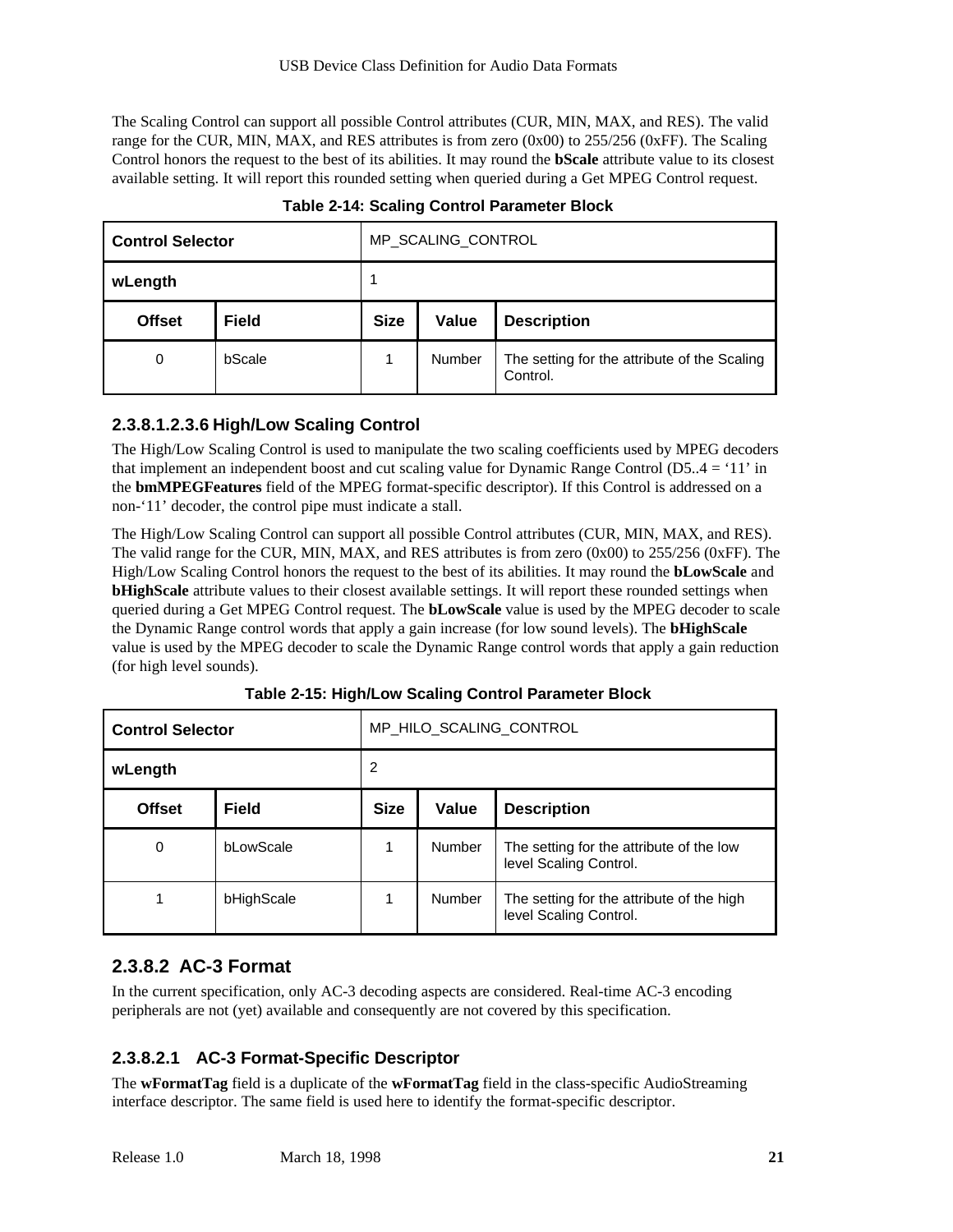The Scaling Control can support all possible Control attributes (CUR, MIN, MAX, and RES). The valid range for the CUR, MIN, MAX, and RES attributes is from zero (0x00) to 255/256 (0xFF). The Scaling Control honors the request to the best of its abilities. It may round the **bScale** attribute value to its closest available setting. It will report this rounded setting when queried during a Get MPEG Control request.

**Table 2-14: Scaling Control Parameter Block**

| **Control Selector** | | MP_SCALING_CONTROL | | |
|---|---|---|---|---|
| **wLength** | | 1 | | |
| **Offset** | **Field** | **Size** | **Value** | **Description** |
| 0 | bScale | 1 | Number | The setting for the attribute of the Scaling Control. |

#### 2.3.8.1.2.3.6 High/Low Scaling Control

The High/Low Scaling Control is used to manipulate the two scaling coefficients used by MPEG decoders that implement an independent boost and cut scaling value for Dynamic Range Control (D5..4 = '11' in the **bmMPEGFeatures** field of the MPEG format-specific descriptor). If this Control is addressed on a non-'11' decoder, the control pipe must indicate a stall.

The High/Low Scaling Control can support all possible Control attributes (CUR, MIN, MAX, and RES). The valid range for the CUR, MIN, MAX, and RES attributes is from zero (0x00) to 255/256 (0xFF). The High/Low Scaling Control honors the request to the best of its abilities. It may round the **bLowScale** and **bHighScale** attribute values to their closest available settings. It will report these rounded settings when queried during a Get MPEG Control request. The **bLowScale** value is used by the MPEG decoder to scale the Dynamic Range control words that apply a gain increase (for low sound levels). The **bHighScale** value is used by the MPEG decoder to scale the Dynamic Range control words that apply a gain reduction (for high level sounds).

**Table 2-15: High/Low Scaling Control Parameter Block**

| **Control Selector** | | MP_HILO_SCALING_CONTROL | | |
|---|---|---|---|---|
| **wLength** | | 2 | | |
| **Offset** | **Field** | **Size** | **Value** | **Description** |
| 0 | bLowScale | 1 | Number | The setting for the attribute of the low level Scaling Control. |
| 1 | bHighScale | 1 | Number | The setting for the attribute of the high level Scaling Control. |

### 2.3.8.2 AC-3 Format

In the current specification, only AC-3 decoding aspects are considered. Real-time AC-3 encoding peripherals are not (yet) available and consequently are not covered by this specification.

#### 2.3.8.2.1 AC-3 Format-Specific Descriptor

The **wFormatTag** field is a duplicate of the **wFormatTag** field in the class-specific AudioStreaming interface descriptor. The same field is used here to identify the format-specific descriptor.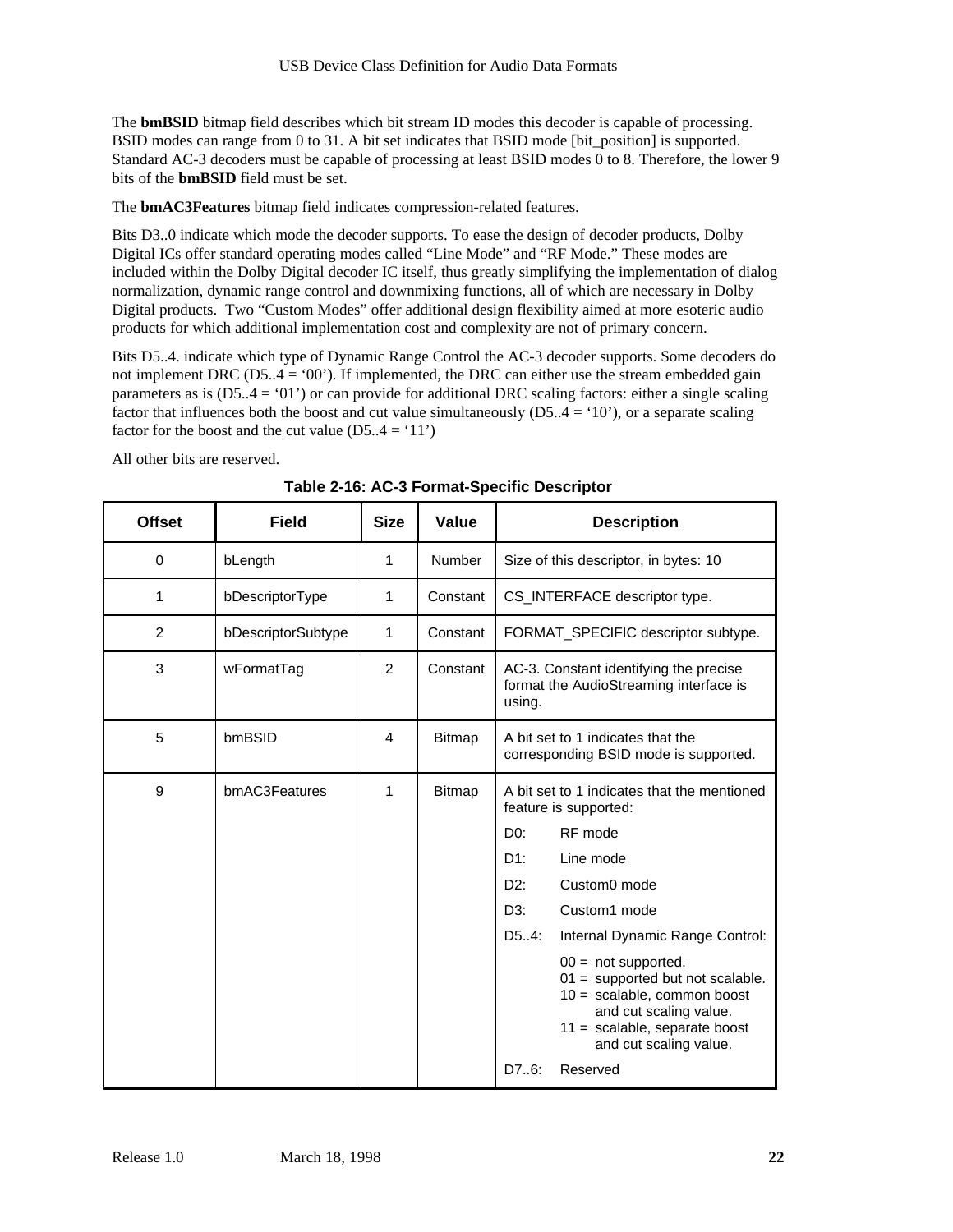The **bmBSID** bitmap field describes which bit stream ID modes this decoder is capable of processing. BSID modes can range from 0 to 31. A bit set indicates that BSID mode [bit_position] is supported. Standard AC-3 decoders must be capable of processing at least BSID modes 0 to 8. Therefore, the lower 9 bits of the **bmBSID** field must be set.

The **bmAC3Features** bitmap field indicates compression-related features.

Bits D3..0 indicate which mode the decoder supports. To ease the design of decoder products, Dolby Digital ICs offer standard operating modes called "Line Mode" and "RF Mode." These modes are included within the Dolby Digital decoder IC itself, thus greatly simplifying the implementation of dialog normalization, dynamic range control and downmixing functions, all of which are necessary in Dolby Digital products. Two "Custom Modes" offer additional design flexibility aimed at more esoteric audio products for which additional implementation cost and complexity are not of primary concern.

Bits D5..4. indicate which type of Dynamic Range Control the AC-3 decoder supports. Some decoders do not implement DRC (D5..4 = '00'). If implemented, the DRC can either use the stream embedded gain parameters as is (D5..4 = '01') or can provide for additional DRC scaling factors: either a single scaling factor that influences both the boost and cut value simultaneously (D5..4 = '10'), or a separate scaling factor for the boost and the cut value (D5..4 = '11')

All other bits are reserved.

**Table 2-16: AC-3 Format-Specific Descriptor**

| Offset | Field | Size | Value | Description |
|---|---|---|---|---|
| 0 | bLength | 1 | Number | Size of this descriptor, in bytes: 10 |
| 1 | bDescriptorType | 1 | Constant | CS_INTERFACE descriptor type. |
| 2 | bDescriptorSubtype | 1 | Constant | FORMAT_SPECIFIC descriptor subtype. |
| 3 | wFormatTag | 2 | Constant | AC-3. Constant identifying the precise format the AudioStreaming interface is using. |
| 5 | bmBSID | 4 | Bitmap | A bit set to 1 indicates that the corresponding BSID mode is supported. |
| 9 | bmAC3Features | 1 | Bitmap | A bit set to 1 indicates that the mentioned feature is supported:<br>D0: RF mode<br>D1: Line mode<br>D2: Custom0 mode<br>D3: Custom1 mode<br>D5..4: Internal Dynamic Range Control:<br>00 = not supported.<br>01 = supported but not scalable.<br>10 = scalable, common boost and cut scaling value.<br>11 = scalable, separate boost and cut scaling value.<br>D7..6: Reserved |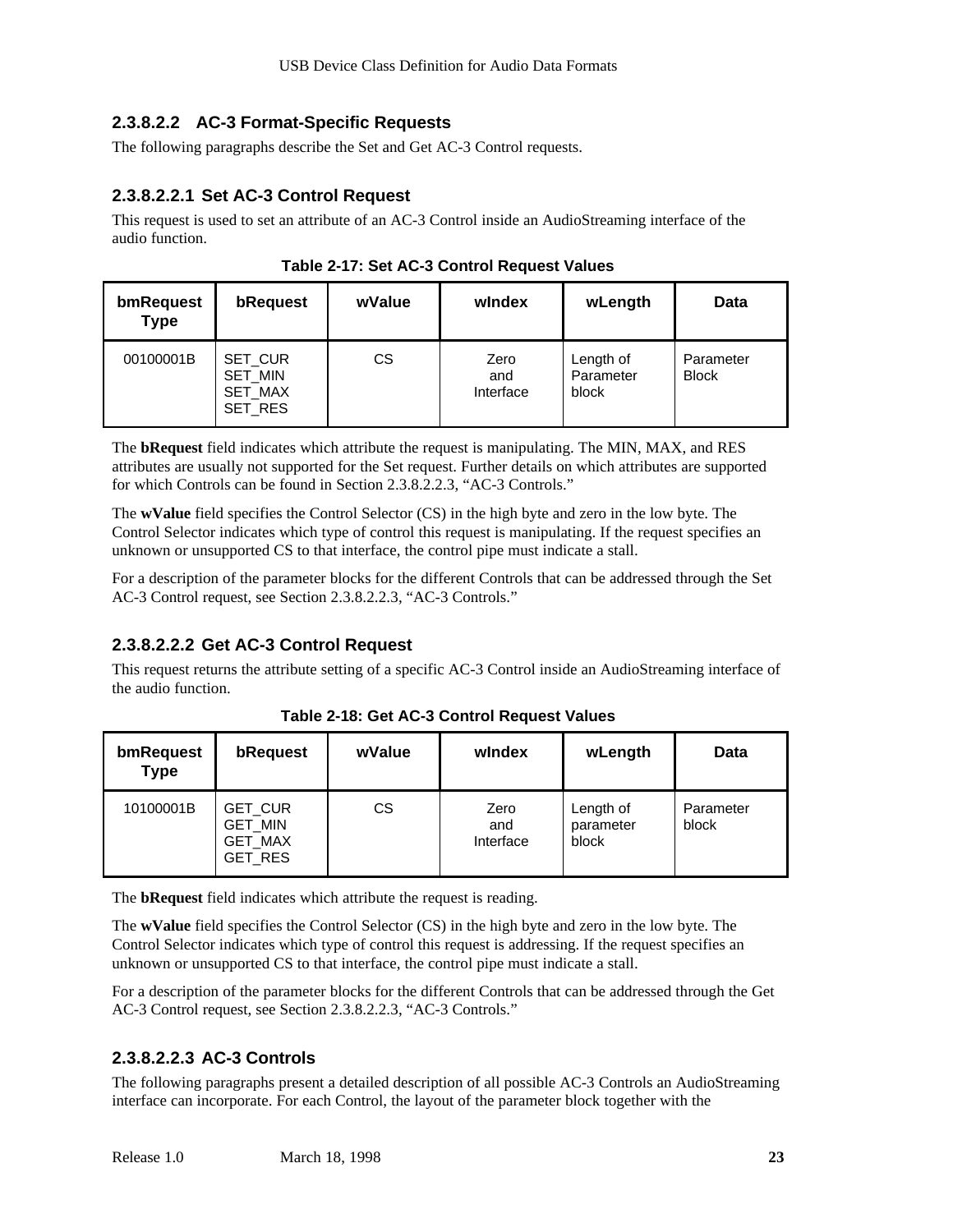#### 2.3.8.2.2 AC-3 Format-Specific Requests

The following paragraphs describe the Set and Get AC-3 Control requests.

##### 2.3.8.2.2.1 Set AC-3 Control Request

This request is used to set an attribute of an AC-3 Control inside an AudioStreaming interface of the audio function.

**Table 2-17: Set AC-3 Control Request Values**

| bmRequest Type | bRequest | wValue | wIndex | wLength | Data |
|---|---|---|---|---|---|
| 00100001B | SET_CUR SET_MIN SET_MAX SET_RES | CS | Zero and Interface | Length of Parameter block | Parameter Block |

The **bRequest** field indicates which attribute the request is manipulating. The MIN, MAX, and RES attributes are usually not supported for the Set request. Further details on which attributes are supported for which Controls can be found in Section 2.3.8.2.2.3, "AC-3 Controls."

The **wValue** field specifies the Control Selector (CS) in the high byte and zero in the low byte. The Control Selector indicates which type of control this request is manipulating. If the request specifies an unknown or unsupported CS to that interface, the control pipe must indicate a stall.

For a description of the parameter blocks for the different Controls that can be addressed through the Set AC-3 Control request, see Section 2.3.8.2.2.3, "AC-3 Controls."

##### 2.3.8.2.2.2 Get AC-3 Control Request

This request returns the attribute setting of a specific AC-3 Control inside an AudioStreaming interface of the audio function.

**Table 2-18: Get AC-3 Control Request Values**

| bmRequest Type | bRequest | wValue | wIndex | wLength | Data |
|---|---|---|---|---|---|
| 10100001B | GET_CUR GET_MIN GET_MAX GET_RES | CS | Zero and Interface | Length of parameter block | Parameter block |

The **bRequest** field indicates which attribute the request is reading.

The **wValue** field specifies the Control Selector (CS) in the high byte and zero in the low byte. The Control Selector indicates which type of control this request is addressing. If the request specifies an unknown or unsupported CS to that interface, the control pipe must indicate a stall.

For a description of the parameter blocks for the different Controls that can be addressed through the Get AC-3 Control request, see Section 2.3.8.2.2.3, "AC-3 Controls."

##### 2.3.8.2.2.3 AC-3 Controls

The following paragraphs present a detailed description of all possible AC-3 Controls an AudioStreaming interface can incorporate. For each Control, the layout of the parameter block together with the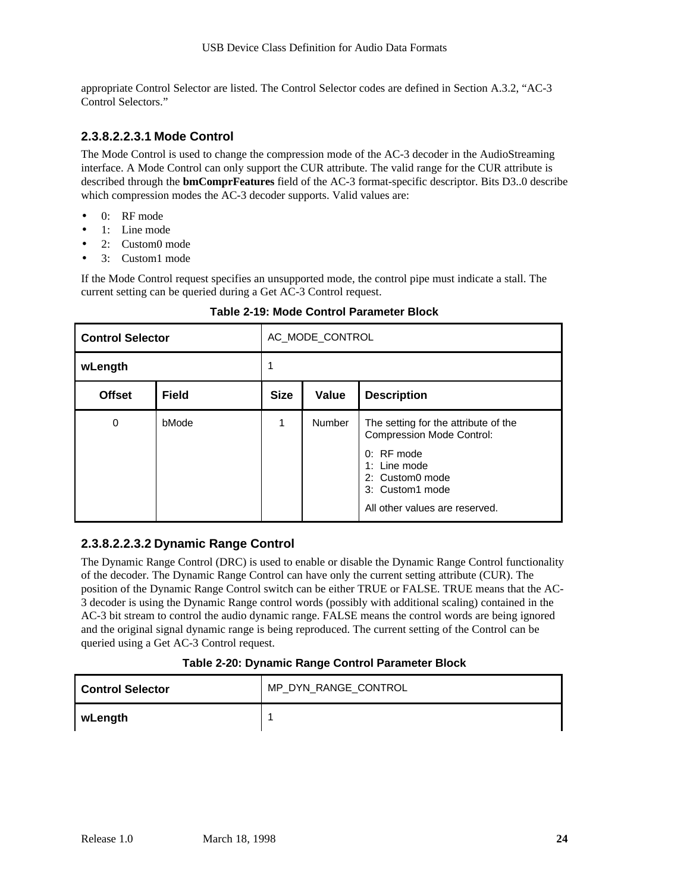appropriate Control Selector are listed. The Control Selector codes are defined in Section A.3.2, "AC-3 Control Selectors."

#### 2.3.8.2.2.3.1 Mode Control

The Mode Control is used to change the compression mode of the AC-3 decoder in the AudioStreaming interface. A Mode Control can only support the CUR attribute. The valid range for the CUR attribute is described through the **bmComprFeatures** field of the AC-3 format-specific descriptor. Bits D3..0 describe which compression modes the AC-3 decoder supports. Valid values are:

- 0: RF mode
- 1: Line mode
- 2: Custom0 mode
- 3: Custom1 mode

If the Mode Control request specifies an unsupported mode, the control pipe must indicate a stall. The current setting can be queried during a Get AC-3 Control request.

**Table 2-19: Mode Control Parameter Block**

| **Control Selector** | | AC_MODE_CONTROL | | |
|---|---|---|---|---|
| **wLength** | | 1 | | |
| **Offset** | **Field** | **Size** | **Value** | **Description** |
| 0 | bMode | 1 | Number | The setting for the attribute of the Compression Mode Control:<br>0: RF mode<br>1: Line mode<br>2: Custom0 mode<br>3: Custom1 mode<br>All other values are reserved. |

#### 2.3.8.2.2.3.2 Dynamic Range Control

The Dynamic Range Control (DRC) is used to enable or disable the Dynamic Range Control functionality of the decoder. The Dynamic Range Control can have only the current setting attribute (CUR). The position of the Dynamic Range Control switch can be either TRUE or FALSE. TRUE means that the AC-3 decoder is using the Dynamic Range control words (possibly with additional scaling) contained in the AC-3 bit stream to control the audio dynamic range. FALSE means the control words are being ignored and the original signal dynamic range is being reproduced. The current setting of the Control can be queried using a Get AC-3 Control request.

**Table 2-20: Dynamic Range Control Parameter Block**

| **Control Selector** | MP_DYN_RANGE_CONTROL |
|---|---|
| **wLength** | 1 |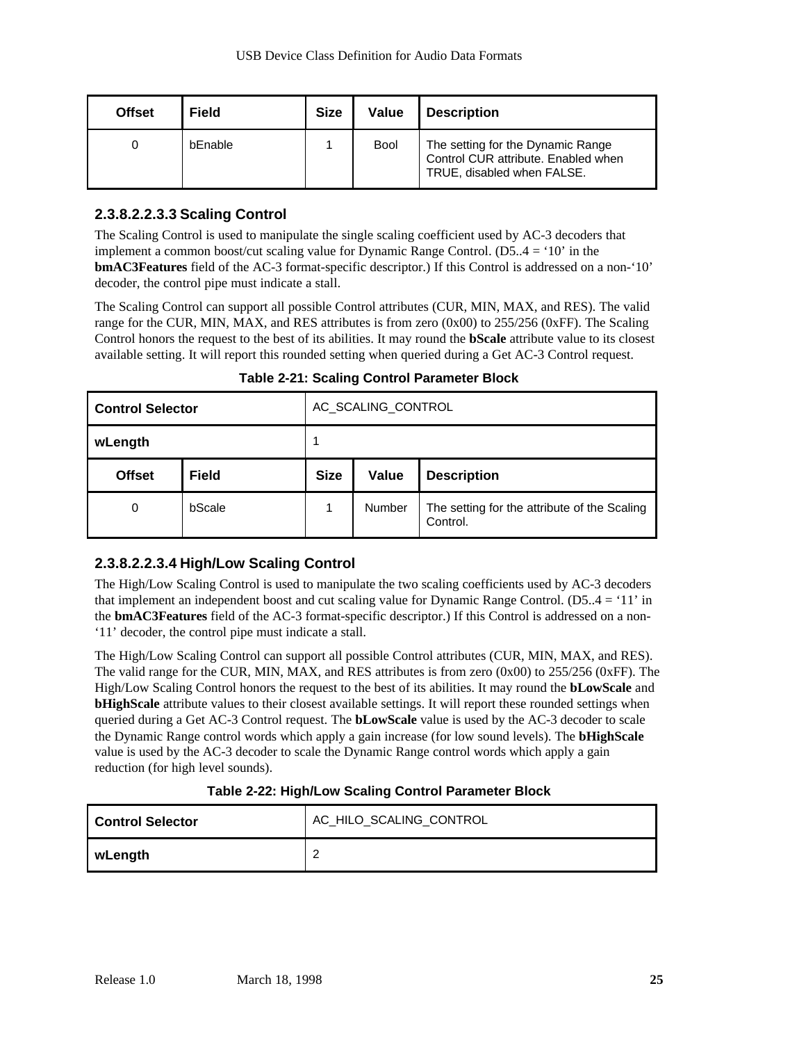| Offset | Field | Size | Value | Description |
|---|---|---|---|---|
| 0 | bEnable | 1 | Bool | The setting for the Dynamic Range Control CUR attribute. Enabled when TRUE, disabled when FALSE. |

#### 2.3.8.2.2.3.3 Scaling Control

The Scaling Control is used to manipulate the single scaling coefficient used by AC-3 decoders that implement a common boost/cut scaling value for Dynamic Range Control. (D5..4 = '10' in the **bmAC3Features** field of the AC-3 format-specific descriptor.) If this Control is addressed on a non-'10' decoder, the control pipe must indicate a stall.

The Scaling Control can support all possible Control attributes (CUR, MIN, MAX, and RES). The valid range for the CUR, MIN, MAX, and RES attributes is from zero (0x00) to 255/256 (0xFF). The Scaling Control honors the request to the best of its abilities. It may round the **bScale** attribute value to its closest available setting. It will report this rounded setting when queried during a Get AC-3 Control request.

**Table 2-21: Scaling Control Parameter Block**

| **Control Selector** | | AC_SCALING_CONTROL | | |
|---|---|---|---|---|
| **wLength** | | 1 | | |
| **Offset** | **Field** | **Size** | **Value** | **Description** |
| 0 | bScale | 1 | Number | The setting for the attribute of the Scaling Control. |

#### 2.3.8.2.2.3.4 High/Low Scaling Control

The High/Low Scaling Control is used to manipulate the two scaling coefficients used by AC-3 decoders that implement an independent boost and cut scaling value for Dynamic Range Control. (D5..4 = '11' in the **bmAC3Features** field of the AC-3 format-specific descriptor.) If this Control is addressed on a non-'11' decoder, the control pipe must indicate a stall.

The High/Low Scaling Control can support all possible Control attributes (CUR, MIN, MAX, and RES). The valid range for the CUR, MIN, MAX, and RES attributes is from zero (0x00) to 255/256 (0xFF). The High/Low Scaling Control honors the request to the best of its abilities. It may round the **bLowScale** and **bHighScale** attribute values to their closest available settings. It will report these rounded settings when queried during a Get AC-3 Control request. The **bLowScale** value is used by the AC-3 decoder to scale the Dynamic Range control words which apply a gain increase (for low sound levels). The **bHighScale** value is used by the AC-3 decoder to scale the Dynamic Range control words which apply a gain reduction (for high level sounds).

**Table 2-22: High/Low Scaling Control Parameter Block**

| **Control Selector** | AC_HILO_SCALING_CONTROL |
|---|---|
| **wLength** | 2 |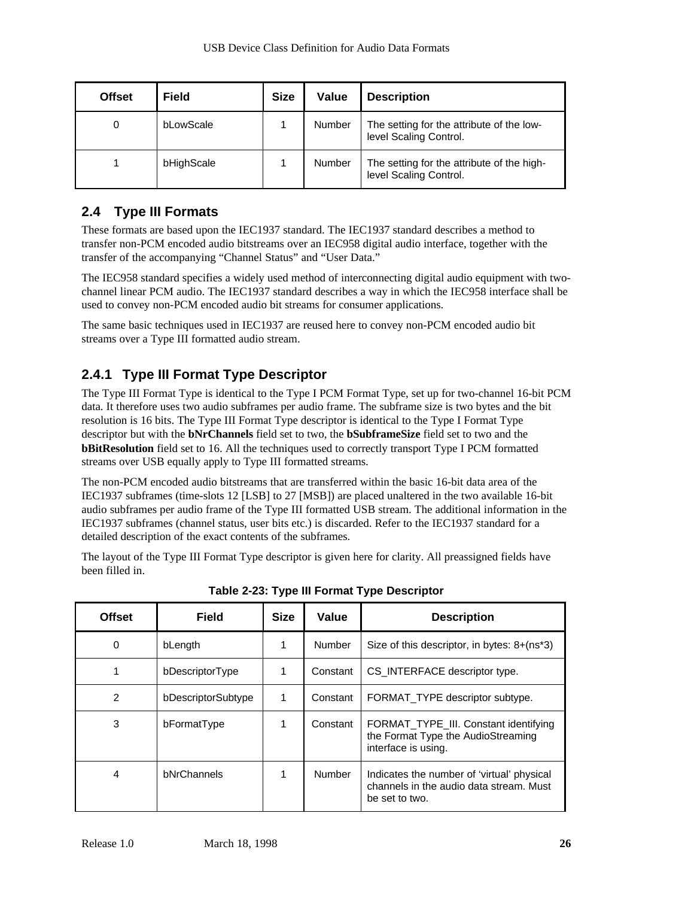| Offset | Field | Size | Value | Description |
| --- | --- | --- | --- | --- |
| 0 | bLowScale | 1 | Number | The setting for the attribute of the low-level Scaling Control. |
| 1 | bHighScale | 1 | Number | The setting for the attribute of the high-level Scaling Control. |

## 2.4 Type III Formats

These formats are based upon the IEC1937 standard. The IEC1937 standard describes a method to transfer non-PCM encoded audio bitstreams over an IEC958 digital audio interface, together with the transfer of the accompanying “Channel Status” and “User Data.”

The IEC958 standard specifies a widely used method of interconnecting digital audio equipment with two-channel linear PCM audio. The IEC1937 standard describes a way in which the IEC958 interface shall be used to convey non-PCM encoded audio bit streams for consumer applications.

The same basic techniques used in IEC1937 are reused here to convey non-PCM encoded audio bit streams over a Type III formatted audio stream.

### 2.4.1 Type III Format Type Descriptor

The Type III Format Type is identical to the Type I PCM Format Type, set up for two-channel 16-bit PCM data. It therefore uses two audio subframes per audio frame. The subframe size is two bytes and the bit resolution is 16 bits. The Type III Format Type descriptor is identical to the Type I Format Type descriptor but with the **bNrChannels** field set to two, the **bSubframeSize** field set to two and the **bBitResolution** field set to 16. All the techniques used to correctly transport Type I PCM formatted streams over USB equally apply to Type III formatted streams.

The non-PCM encoded audio bitstreams that are transferred within the basic 16-bit data area of the IEC1937 subframes (time-slots 12 [LSB] to 27 [MSB]) are placed unaltered in the two available 16-bit audio subframes per audio frame of the Type III formatted USB stream. The additional information in the IEC1937 subframes (channel status, user bits etc.) is discarded. Refer to the IEC1937 standard for a detailed description of the exact contents of the subframes.

The layout of the Type III Format Type descriptor is given here for clarity. All preassigned fields have been filled in.

**Table 2-23: Type III Format Type Descriptor**

| Offset | Field | Size | Value | Description |
| --- | --- | --- | --- | --- |
| 0 | bLength | 1 | Number | Size of this descriptor, in bytes: 8+(ns*3) |
| 1 | bDescriptorType | 1 | Constant | CS_INTERFACE descriptor type. |
| 2 | bDescriptorSubtype | 1 | Constant | FORMAT_TYPE descriptor subtype. |
| 3 | bFormatType | 1 | Constant | FORMAT_TYPE_III. Constant identifying the Format Type the AudioStreaming interface is using. |
| 4 | bNrChannels | 1 | Number | Indicates the number of ‘virtual’ physical channels in the audio data stream. Must be set to two. |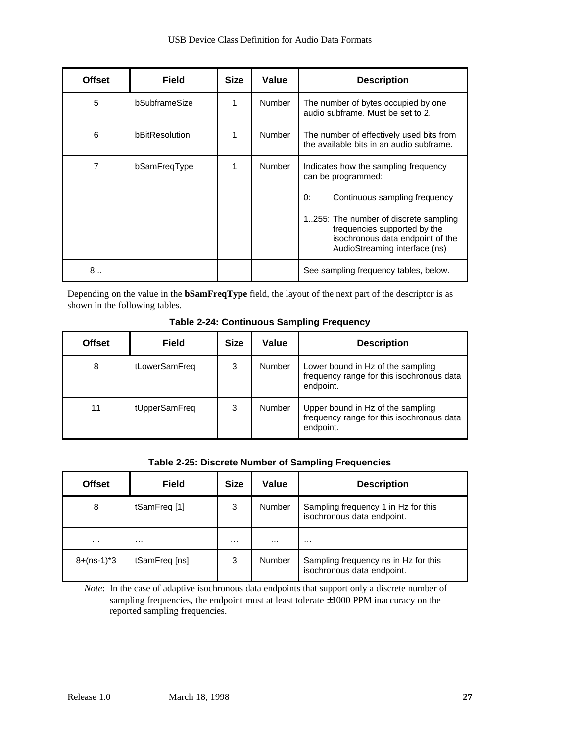| Offset | Field | Size | Value | Description |
|---|---|---|---|---|
| 5 | bSubframeSize | 1 | Number | The number of bytes occupied by one audio subframe. Must be set to 2. |
| 6 | bBitResolution | 1 | Number | The number of effectively used bits from the available bits in an audio subframe. |
| 7 | bSamFreqType | 1 | Number | Indicates how the sampling frequency can be programmed:<br><br>0: Continuous sampling frequency<br><br>1..255: The number of discrete sampling frequencies supported by the isochronous data endpoint of the AudioStreaming interface (ns) |
| 8... | | | | See sampling frequency tables, below. |

Depending on the value in the **bSamFreqType** field, the layout of the next part of the descriptor is as shown in the following tables.

**Table 2-24: Continuous Sampling Frequency**

| Offset | Field | Size | Value | Description |
|---|---|---|---|---|
| 8 | tLowerSamFreq | 3 | Number | Lower bound in Hz of the sampling frequency range for this isochronous data endpoint. |
| 11 | tUpperSamFreq | 3 | Number | Upper bound in Hz of the sampling frequency range for this isochronous data endpoint. |

**Table 2-25: Discrete Number of Sampling Frequencies**

| Offset | Field | Size | Value | Description |
|---|---|---|---|---|
| 8 | tSamFreq [1] | 3 | Number | Sampling frequency 1 in Hz for this isochronous data endpoint. |
| … | … | … | … | … |
| 8+(ns-1)*3 | tSamFreq [ns] | 3 | Number | Sampling frequency ns in Hz for this isochronous data endpoint. |

*Note*: In the case of adaptive isochronous data endpoints that support only a discrete number of sampling frequencies, the endpoint must at least tolerate ±1000 PPM inaccuracy on the reported sampling frequencies.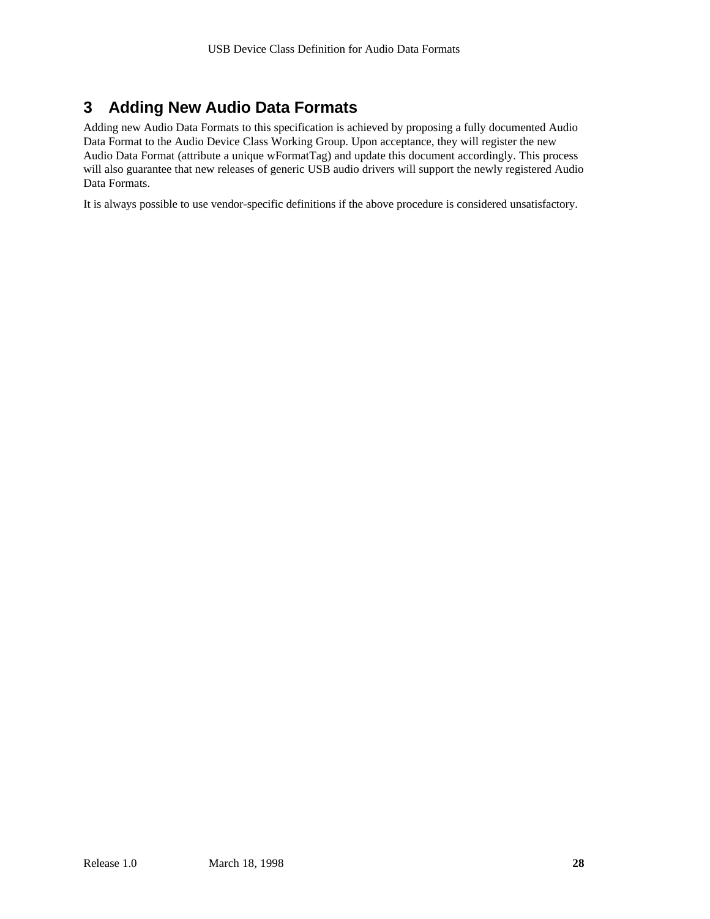# 3 Adding New Audio Data Formats

Adding new Audio Data Formats to this specification is achieved by proposing a fully documented Audio Data Format to the Audio Device Class Working Group. Upon acceptance, they will register the new Audio Data Format (attribute a unique wFormatTag) and update this document accordingly. This process will also guarantee that new releases of generic USB audio drivers will support the newly registered Audio Data Formats.

It is always possible to use vendor-specific definitions if the above procedure is considered unsatisfactory.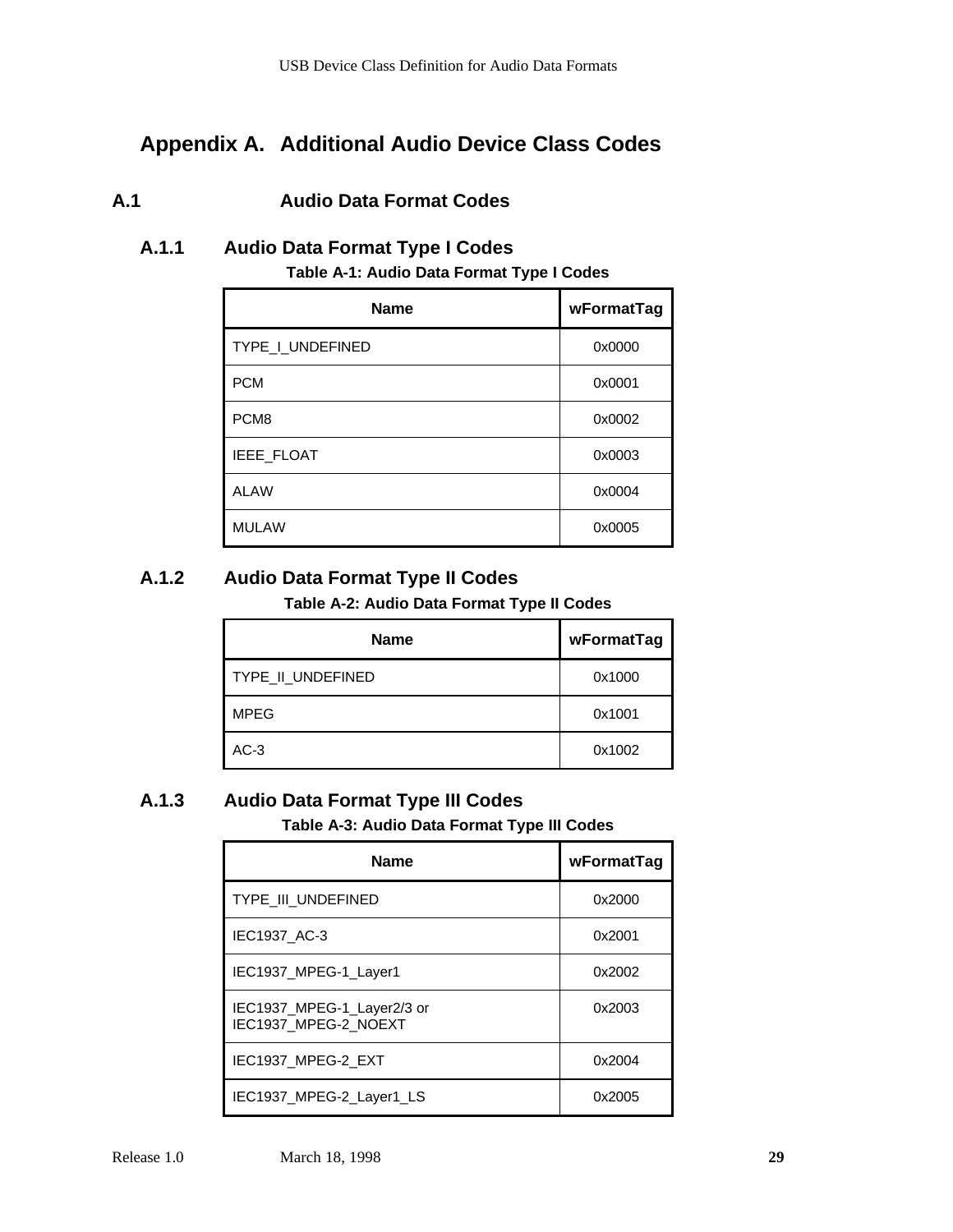# Appendix A. Additional Audio Device Class Codes

## A.1 Audio Data Format Codes

### A.1.1 Audio Data Format Type I Codes

**Table A-1: Audio Data Format Type I Codes**

| Name | wFormatTag |
|---|---|
| TYPE_I_UNDEFINED | 0x0000 |
| PCM | 0x0001 |
| PCM8 | 0x0002 |
| IEEE_FLOAT | 0x0003 |
| ALAW | 0x0004 |
| MULAW | 0x0005 |

### A.1.2 Audio Data Format Type II Codes

**Table A-2: Audio Data Format Type II Codes**

| Name | wFormatTag |
|---|---|
| TYPE_II_UNDEFINED | 0x1000 |
| MPEG | 0x1001 |
| AC-3 | 0x1002 |

### A.1.3 Audio Data Format Type III Codes

**Table A-3: Audio Data Format Type III Codes**

| Name | wFormatTag |
|---|---|
| TYPE_III_UNDEFINED | 0x2000 |
| IEC1937_AC-3 | 0x2001 |
| IEC1937_MPEG-1_Layer1 | 0x2002 |
| IEC1937_MPEG-1_Layer2/3 or IEC1937_MPEG-2_NOEXT | 0x2003 |
| IEC1937_MPEG-2_EXT | 0x2004 |
| IEC1937_MPEG-2_Layer1_LS | 0x2005 |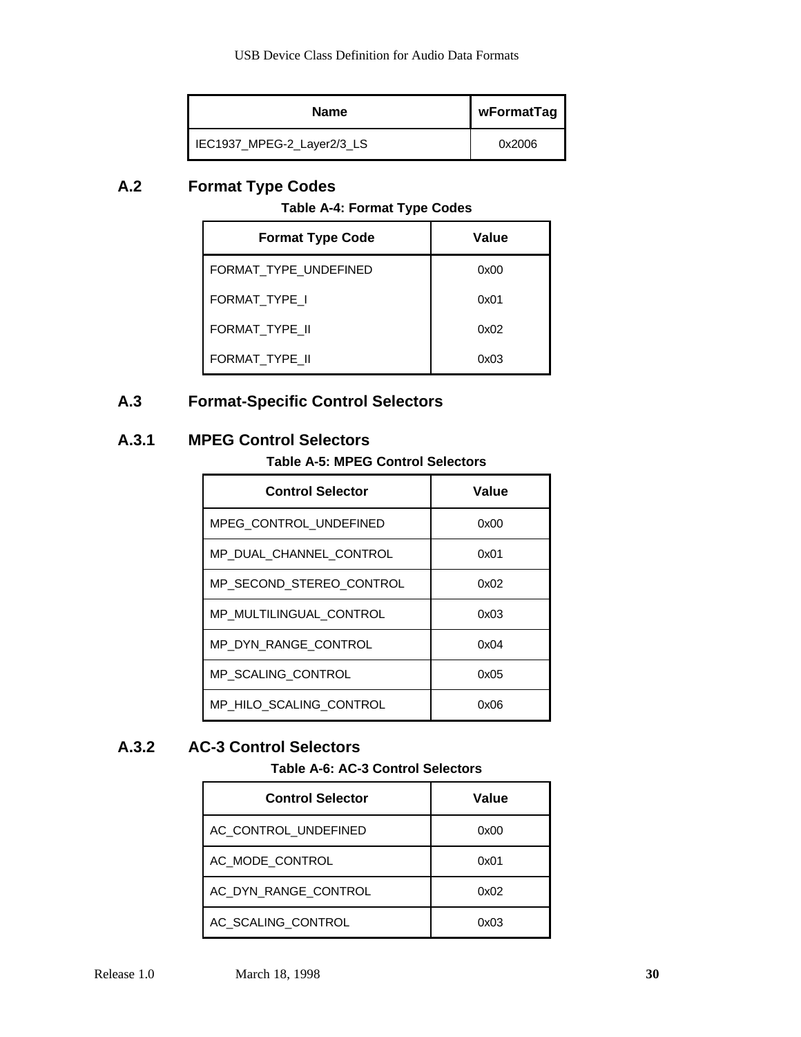| Name | wFormatTag |
|---|---|
| IEC1937_MPEG-2_Layer2/3_LS | 0x2006 |

## A.2 Format Type Codes

**Table A-4: Format Type Codes**

| Format Type Code | Value |
|---|---|
| FORMAT_TYPE_UNDEFINED | 0x00 |
| FORMAT_TYPE_I | 0x01 |
| FORMAT_TYPE_II | 0x02 |
| FORMAT_TYPE_II | 0x03 |

## A.3 Format-Specific Control Selectors

### A.3.1 MPEG Control Selectors

**Table A-5: MPEG Control Selectors**

| Control Selector | Value |
|---|---|
| MPEG_CONTROL_UNDEFINED | 0x00 |
| MP_DUAL_CHANNEL_CONTROL | 0x01 |
| MP_SECOND_STEREO_CONTROL | 0x02 |
| MP_MULTILINGUAL_CONTROL | 0x03 |
| MP_DYN_RANGE_CONTROL | 0x04 |
| MP_SCALING_CONTROL | 0x05 |
| MP_HILO_SCALING_CONTROL | 0x06 |

### A.3.2 AC-3 Control Selectors

**Table A-6: AC-3 Control Selectors**

| Control Selector | Value |
|---|---|
| AC_CONTROL_UNDEFINED | 0x00 |
| AC_MODE_CONTROL | 0x01 |
| AC_DYN_RANGE_CONTROL | 0x02 |
| AC_SCALING_CONTROL | 0x03 |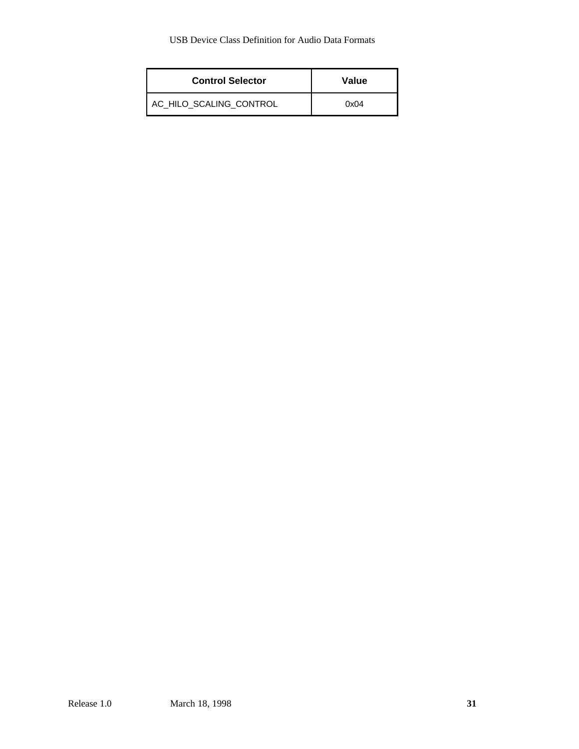| Control Selector | Value |
| --- | --- |
| AC_HILO_SCALING_CONTROL | 0x04 |